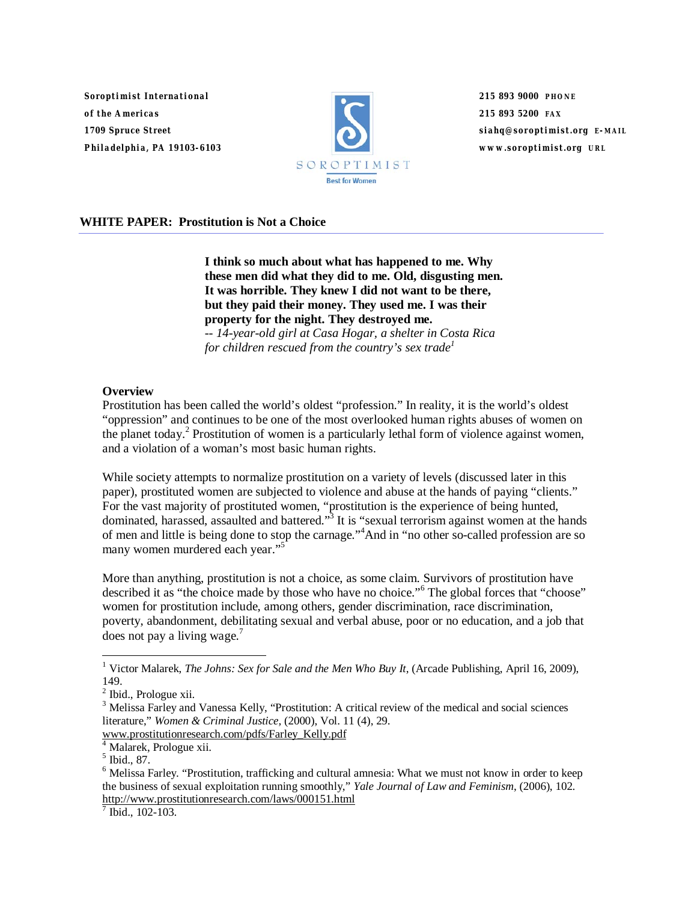Soroptimist International
of the Americas
1709 Spruce Street
Philadelphia, PA 19103-6103

SOROPTIMIST
Best for Women

215 893 9000 PHONE
215 893 5200 FAX
siahq@soroptimist.org E-MAIL
www.soroptimist.org URL

## WHITE PAPER: Prostitution is Not a Choice

> **I think so much about what has happened to me. Why these men did what they did to me. Old, disgusting men. It was horrible. They knew I did not want to be there, but they paid their money. They used me. I was their property for the night. They destroyed me.**
> *-- 14-year-old girl at Casa Hogar, a shelter in Costa Rica for children rescued from the country's sex trade*[1]

### Overview

Prostitution has been called the world's oldest "profession." In reality, it is the world's oldest "oppression" and continues to be one of the most overlooked human rights abuses of women on the planet today.[2] Prostitution of women is a particularly lethal form of violence against women, and a violation of a woman's most basic human rights.

While society attempts to normalize prostitution on a variety of levels (discussed later in this paper), prostituted women are subjected to violence and abuse at the hands of paying "clients." For the vast majority of prostituted women, "prostitution is the experience of being hunted, dominated, harassed, assaulted and battered."[3] It is "sexual terrorism against women at the hands of men and little is being done to stop the carnage."[4] And in "no other so-called profession are so many women murdered each year."[5]

More than anything, prostitution is not a choice, as some claim. Survivors of prostitution have described it as "the choice made by those who have no choice."[6] The global forces that "choose" women for prostitution include, among others, gender discrimination, race discrimination, poverty, abandonment, debilitating sexual and verbal abuse, poor or no education, and a job that does not pay a living wage.[7]

---

[1] Victor Malarek, *The Johns: Sex for Sale and the Men Who Buy It*, (Arcade Publishing, April 16, 2009), 149.
[2] Ibid., Prologue xii.
[3] Melissa Farley and Vanessa Kelly, "Prostitution: A critical review of the medical and social sciences literature," *Women & Criminal Justice*, (2000), Vol. 11 (4), 29. www.prostitutionresearch.com/pdfs/Farley_Kelly.pdf
[4] Malarek, Prologue xii.
[5] Ibid., 87.
[6] Melissa Farley. "Prostitution, trafficking and cultural amnesia: What we must not know in order to keep the business of sexual exploitation running smoothly," *Yale Journal of Law and Feminism*, (2006), 102. http://www.prostitutionresearch.com/laws/000151.html
[7] Ibid., 102-103.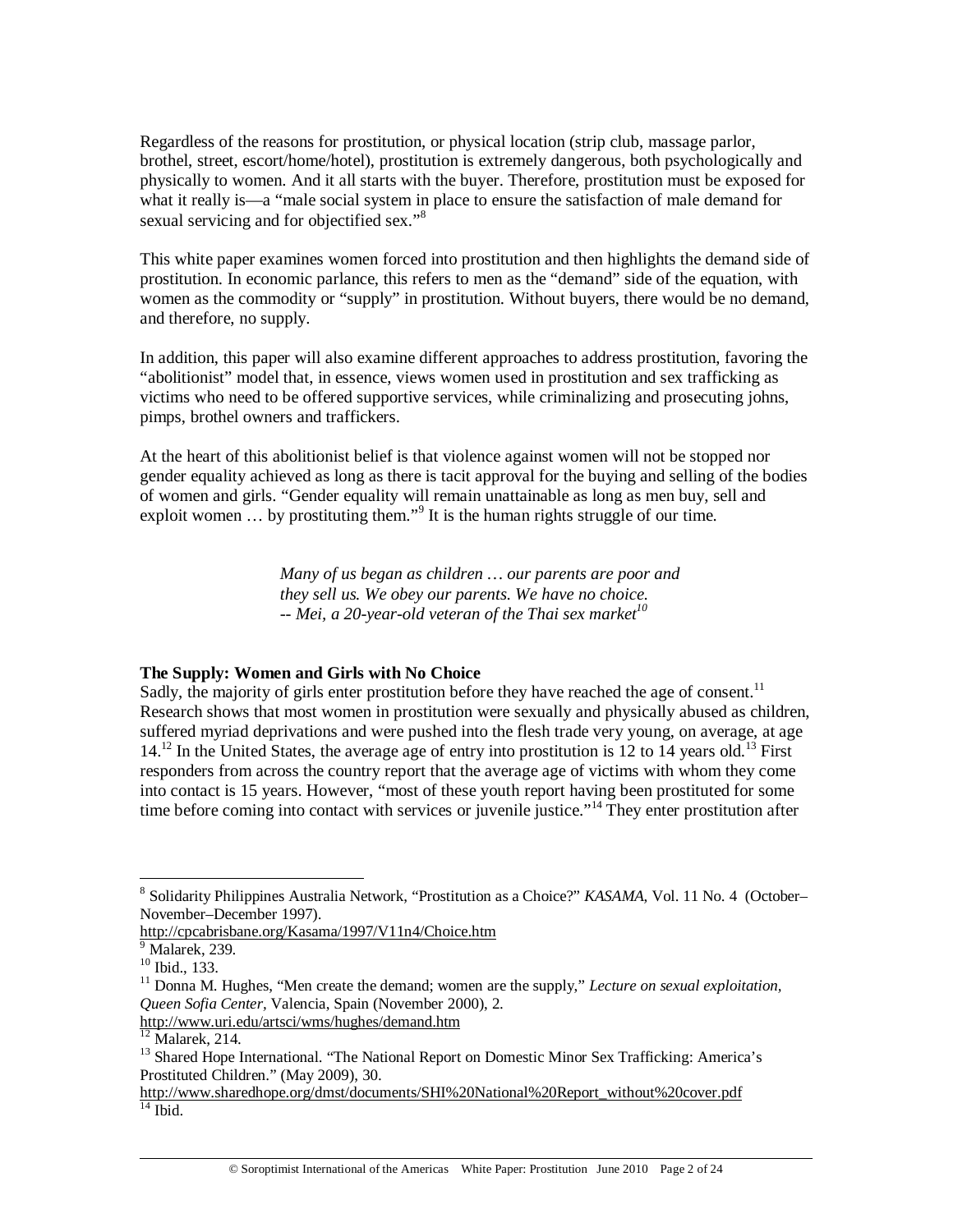Regardless of the reasons for prostitution, or physical location (strip club, massage parlor, brothel, street, escort/home/hotel), prostitution is extremely dangerous, both psychologically and physically to women. And it all starts with the buyer. Therefore, prostitution must be exposed for what it really is—a "male social system in place to ensure the satisfaction of male demand for sexual servicing and for objectified sex."[8]

This white paper examines women forced into prostitution and then highlights the demand side of prostitution. In economic parlance, this refers to men as the "demand" side of the equation, with women as the commodity or "supply" in prostitution. Without buyers, there would be no demand, and therefore, no supply.

In addition, this paper will also examine different approaches to address prostitution, favoring the "abolitionist" model that, in essence, views women used in prostitution and sex trafficking as victims who need to be offered supportive services, while criminalizing and prosecuting johns, pimps, brothel owners and traffickers.

At the heart of this abolitionist belief is that violence against women will not be stopped nor gender equality achieved as long as there is tacit approval for the buying and selling of the bodies of women and girls. "Gender equality will remain unattainable as long as men buy, sell and exploit women … by prostituting them."[9] It is the human rights struggle of our time.

> *Many of us began as children … our parents are poor and they sell us. We obey our parents. We have no choice.*
> *-- Mei, a 20-year-old veteran of the Thai sex market*[10]

**The Supply: Women and Girls with No Choice**

Sadly, the majority of girls enter prostitution before they have reached the age of consent.[11] Research shows that most women in prostitution were sexually and physically abused as children, suffered myriad deprivations and were pushed into the flesh trade very young, on average, at age 14.[12] In the United States, the average age of entry into prostitution is 12 to 14 years old.[13] First responders from across the country report that the average age of victims with whom they come into contact is 15 years. However, "most of these youth report having been prostituted for some time before coming into contact with services or juvenile justice."[14] They enter prostitution after

---

[8] Solidarity Philippines Australia Network, "Prostitution as a Choice?" *KASAMA*, Vol. 11 No. 4 (October–November–December 1997).
http://cpcabrisbane.org/Kasama/1997/V11n4/Choice.htm

[9] Malarek, 239.

[10] Ibid., 133.

[11] Donna M. Hughes, "Men create the demand; women are the supply," *Lecture on sexual exploitation, Queen Sofia Center*, Valencia, Spain (November 2000), 2.
http://www.uri.edu/artsci/wms/hughes/demand.htm

[12] Malarek, 214.

[13] Shared Hope International. "The National Report on Domestic Minor Sex Trafficking: America's Prostituted Children." (May 2009), 30.
http://www.sharedhope.org/dmst/documents/SHI%20National%20Report_without%20cover.pdf

[14] Ibid.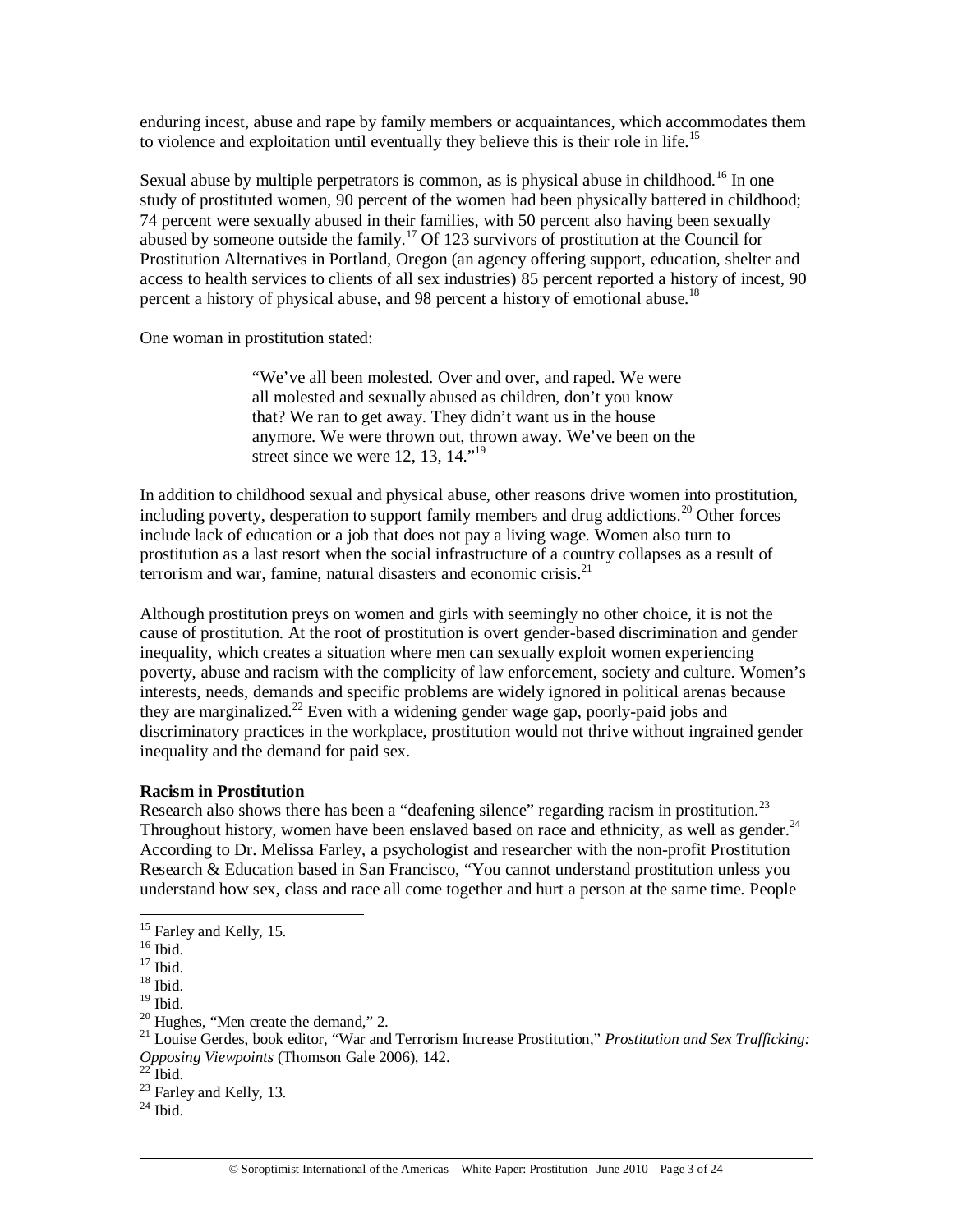enduring incest, abuse and rape by family members or acquaintances, which accommodates them to violence and exploitation until eventually they believe this is their role in life.[15]

Sexual abuse by multiple perpetrators is common, as is physical abuse in childhood.[16] In one study of prostituted women, 90 percent of the women had been physically battered in childhood; 74 percent were sexually abused in their families, with 50 percent also having been sexually abused by someone outside the family.[17] Of 123 survivors of prostitution at the Council for Prostitution Alternatives in Portland, Oregon (an agency offering support, education, shelter and access to health services to clients of all sex industries) 85 percent reported a history of incest, 90 percent a history of physical abuse, and 98 percent a history of emotional abuse.[18]

One woman in prostitution stated:

> "We've all been molested. Over and over, and raped. We were all molested and sexually abused as children, don't you know that? We ran to get away. They didn't want us in the house anymore. We were thrown out, thrown away. We've been on the street since we were 12, 13, 14."[19]

In addition to childhood sexual and physical abuse, other reasons drive women into prostitution, including poverty, desperation to support family members and drug addictions.[20] Other forces include lack of education or a job that does not pay a living wage. Women also turn to prostitution as a last resort when the social infrastructure of a country collapses as a result of terrorism and war, famine, natural disasters and economic crisis.[21]

Although prostitution preys on women and girls with seemingly no other choice, it is not the cause of prostitution. At the root of prostitution is overt gender-based discrimination and gender inequality, which creates a situation where men can sexually exploit women experiencing poverty, abuse and racism with the complicity of law enforcement, society and culture. Women's interests, needs, demands and specific problems are widely ignored in political arenas because they are marginalized.[22] Even with a widening gender wage gap, poorly-paid jobs and discriminatory practices in the workplace, prostitution would not thrive without ingrained gender inequality and the demand for paid sex.

**Racism in Prostitution**

Research also shows there has been a "deafening silence" regarding racism in prostitution.[23] Throughout history, women have been enslaved based on race and ethnicity, as well as gender.[24] According to Dr. Melissa Farley, a psychologist and researcher with the non-profit Prostitution Research & Education based in San Francisco, "You cannot understand prostitution unless you understand how sex, class and race all come together and hurt a person at the same time. People

---

[15] Farley and Kelly, 15.
[16] Ibid.
[17] Ibid.
[18] Ibid.
[19] Ibid.
[20] Hughes, "Men create the demand," 2.
[21] Louise Gerdes, book editor, "War and Terrorism Increase Prostitution," *Prostitution and Sex Trafficking: Opposing Viewpoints* (Thomson Gale 2006), 142.
[22] Ibid.
[23] Farley and Kelly, 13.
[24] Ibid.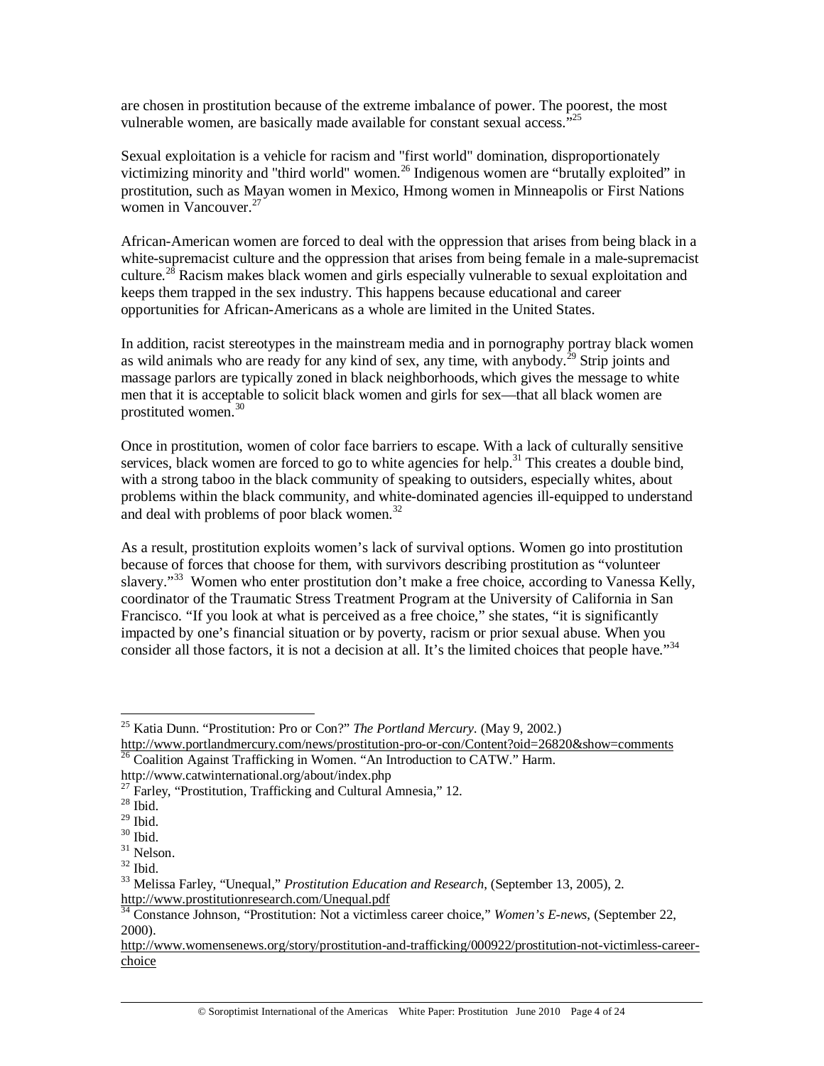are chosen in prostitution because of the extreme imbalance of power. The poorest, the most vulnerable women, are basically made available for constant sexual access."[25]

Sexual exploitation is a vehicle for racism and "first world" domination, disproportionately victimizing minority and "third world" women.[26] Indigenous women are "brutally exploited" in prostitution, such as Mayan women in Mexico, Hmong women in Minneapolis or First Nations women in Vancouver.[27]

African-American women are forced to deal with the oppression that arises from being black in a white-supremacist culture and the oppression that arises from being female in a male-supremacist culture.[28] Racism makes black women and girls especially vulnerable to sexual exploitation and keeps them trapped in the sex industry. This happens because educational and career opportunities for African-Americans as a whole are limited in the United States.

In addition, racist stereotypes in the mainstream media and in pornography portray black women as wild animals who are ready for any kind of sex, any time, with anybody.[29] Strip joints and massage parlors are typically zoned in black neighborhoods, which gives the message to white men that it is acceptable to solicit black women and girls for sex—that all black women are prostituted women.[30]

Once in prostitution, women of color face barriers to escape. With a lack of culturally sensitive services, black women are forced to go to white agencies for help.[31] This creates a double bind, with a strong taboo in the black community of speaking to outsiders, especially whites, about problems within the black community, and white-dominated agencies ill-equipped to understand and deal with problems of poor black women.[32]

As a result, prostitution exploits women's lack of survival options. Women go into prostitution because of forces that choose for them, with survivors describing prostitution as "volunteer slavery."[33] Women who enter prostitution don't make a free choice, according to Vanessa Kelly, coordinator of the Traumatic Stress Treatment Program at the University of California in San Francisco. "If you look at what is perceived as a free choice," she states, "it is significantly impacted by one's financial situation or by poverty, racism or prior sexual abuse. When you consider all those factors, it is not a decision at all. It's the limited choices that people have."[34]

---

[25] Katia Dunn. "Prostitution: Pro or Con?" *The Portland Mercury*. (May 9, 2002.) http://www.portlandmercury.com/news/prostitution-pro-or-con/Content?oid=26820&show=comments

[26] Coalition Against Trafficking in Women. "An Introduction to CATW." Harm. http://www.catwinternational.org/about/index.php

[27] Farley, "Prostitution, Trafficking and Cultural Amnesia," 12.

[28] Ibid.

[29] Ibid.

[30] Ibid.

[31] Nelson.

[32] Ibid.

[33] Melissa Farley, "Unequal," *Prostitution Education and Research*, (September 13, 2005), 2. http://www.prostitutionresearch.com/Unequal.pdf

[34] Constance Johnson, "Prostitution: Not a victimless career choice," *Women's E-news*, (September 22, 2000). http://www.womensenews.org/story/prostitution-and-trafficking/000922/prostitution-not-victimless-career-choice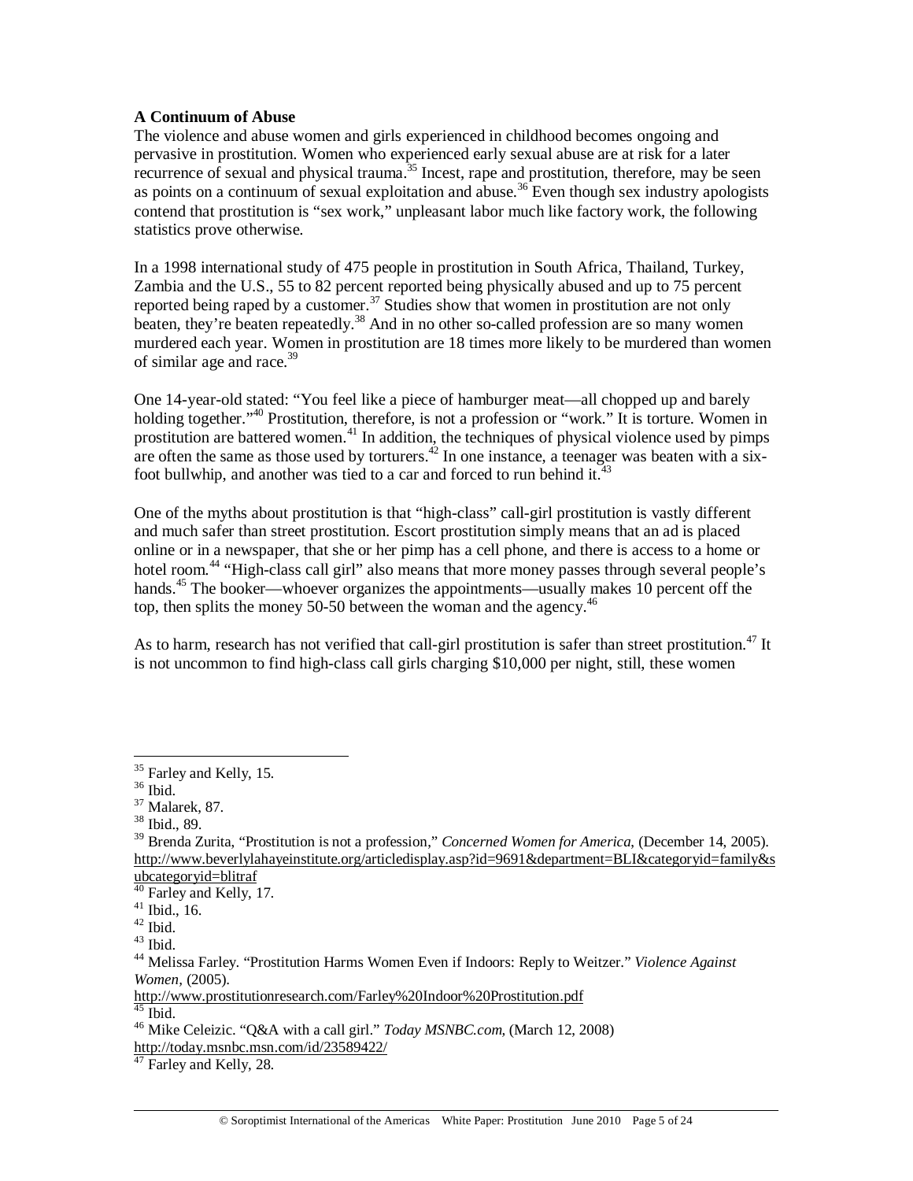**A Continuum of Abuse**

The violence and abuse women and girls experienced in childhood becomes ongoing and pervasive in prostitution. Women who experienced early sexual abuse are at risk for a later recurrence of sexual and physical trauma.[35] Incest, rape and prostitution, therefore, may be seen as points on a continuum of sexual exploitation and abuse.[36] Even though sex industry apologists contend that prostitution is "sex work," unpleasant labor much like factory work, the following statistics prove otherwise.

In a 1998 international study of 475 people in prostitution in South Africa, Thailand, Turkey, Zambia and the U.S., 55 to 82 percent reported being physically abused and up to 75 percent reported being raped by a customer.[37] Studies show that women in prostitution are not only beaten, they're beaten repeatedly.[38] And in no other so-called profession are so many women murdered each year. Women in prostitution are 18 times more likely to be murdered than women of similar age and race.[39]

One 14-year-old stated: "You feel like a piece of hamburger meat—all chopped up and barely holding together."[40] Prostitution, therefore, is not a profession or "work." It is torture. Women in prostitution are battered women.[41] In addition, the techniques of physical violence used by pimps are often the same as those used by torturers.[42] In one instance, a teenager was beaten with a six-foot bullwhip, and another was tied to a car and forced to run behind it.[43]

One of the myths about prostitution is that "high-class" call-girl prostitution is vastly different and much safer than street prostitution. Escort prostitution simply means that an ad is placed online or in a newspaper, that she or her pimp has a cell phone, and there is access to a home or hotel room.[44] "High-class call girl" also means that more money passes through several people's hands.[45] The booker—whoever organizes the appointments—usually makes 10 percent off the top, then splits the money 50-50 between the woman and the agency.[46]

As to harm, research has not verified that call-girl prostitution is safer than street prostitution.[47] It is not uncommon to find high-class call girls charging $10,000 per night, still, these women

---

[35] Farley and Kelly, 15.

[36] Ibid.

[37] Malarek, 87.

[38] Ibid., 89.

[39] Brenda Zurita, "Prostitution is not a profession," *Concerned Women for America,* (December 14, 2005). http://www.beverlylahayeinstitute.org/articledisplay.asp?id=9691&department=BLI&categoryid=family&subcategoryid=blitraf

[40] Farley and Kelly, 17.

[41] Ibid., 16.

[42] Ibid.

[43] Ibid.

[44] Melissa Farley. "Prostitution Harms Women Even if Indoors: Reply to Weitzer." *Violence Against Women,* (2005). http://www.prostitutionresearch.com/Farley%20Indoor%20Prostitution.pdf

[45] Ibid.

[46] Mike Celeizic. "Q&A with a call girl." *Today MSNBC.com,* (March 12, 2008) http://today.msnbc.msn.com/id/23589422/

[47] Farley and Kelly, 28.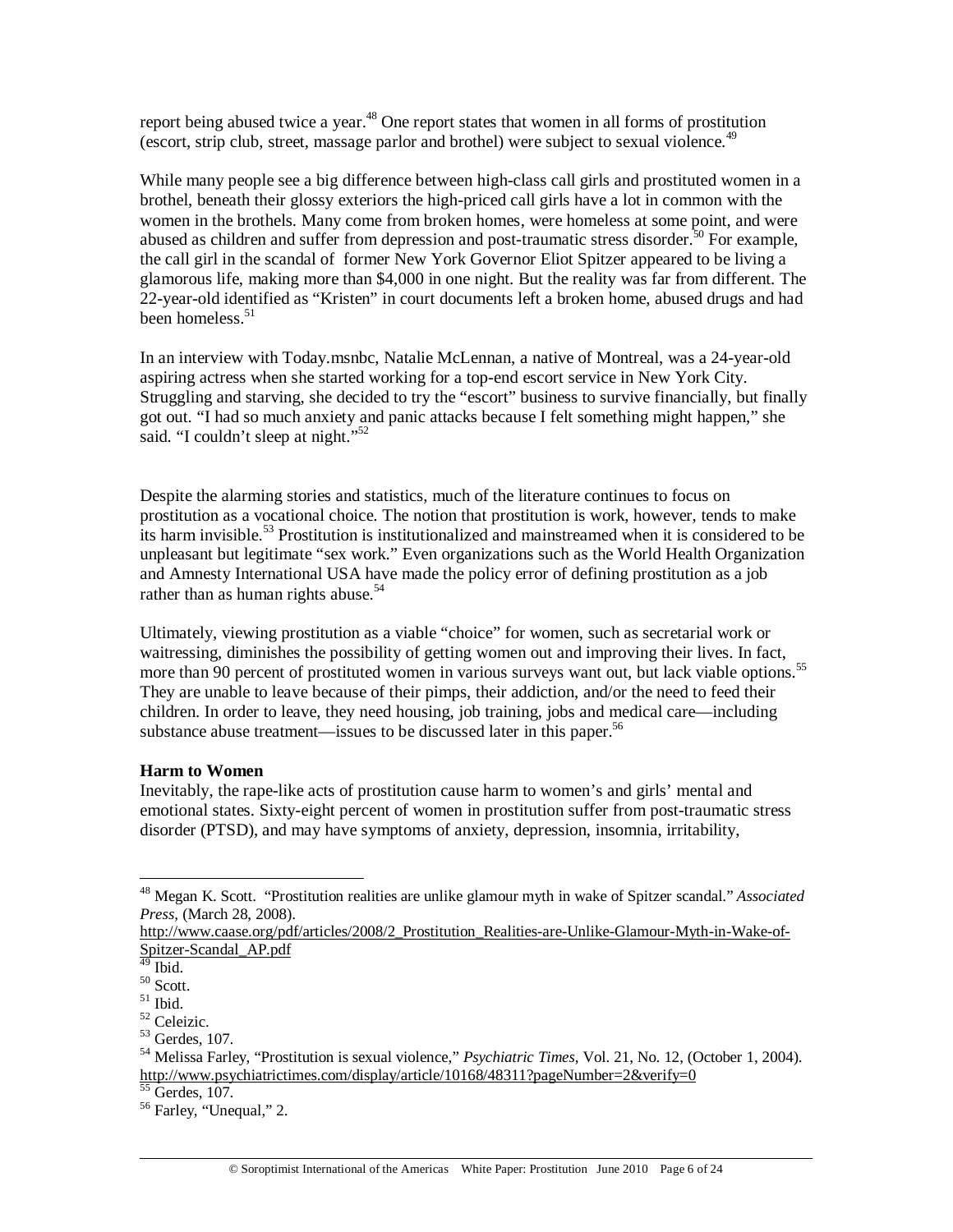report being abused twice a year.[48] One report states that women in all forms of prostitution (escort, strip club, street, massage parlor and brothel) were subject to sexual violence.[49]

While many people see a big difference between high-class call girls and prostituted women in a brothel, beneath their glossy exteriors the high-priced call girls have a lot in common with the women in the brothels. Many come from broken homes, were homeless at some point, and were abused as children and suffer from depression and post-traumatic stress disorder.[50] For example, the call girl in the scandal of former New York Governor Eliot Spitzer appeared to be living a glamorous life, making more than $4,000 in one night. But the reality was far from different. The 22-year-old identified as "Kristen" in court documents left a broken home, abused drugs and had been homeless.[51]

In an interview with Today.msnbc, Natalie McLennan, a native of Montreal, was a 24-year-old aspiring actress when she started working for a top-end escort service in New York City. Struggling and starving, she decided to try the "escort" business to survive financially, but finally got out. "I had so much anxiety and panic attacks because I felt something might happen," she said. "I couldn't sleep at night."[52]

Despite the alarming stories and statistics, much of the literature continues to focus on prostitution as a vocational choice. The notion that prostitution is work, however, tends to make its harm invisible.[53] Prostitution is institutionalized and mainstreamed when it is considered to be unpleasant but legitimate "sex work." Even organizations such as the World Health Organization and Amnesty International USA have made the policy error of defining prostitution as a job rather than as human rights abuse.[54]

Ultimately, viewing prostitution as a viable "choice" for women, such as secretarial work or waitressing, diminishes the possibility of getting women out and improving their lives. In fact, more than 90 percent of prostituted women in various surveys want out, but lack viable options.[55] They are unable to leave because of their pimps, their addiction, and/or the need to feed their children. In order to leave, they need housing, job training, jobs and medical care—including substance abuse treatment—issues to be discussed later in this paper.[56]

**Harm to Women**

Inevitably, the rape-like acts of prostitution cause harm to women's and girls' mental and emotional states. Sixty-eight percent of women in prostitution suffer from post-traumatic stress disorder (PTSD), and may have symptoms of anxiety, depression, insomnia, irritability,

---

[48] Megan K. Scott. "Prostitution realities are unlike glamour myth in wake of Spitzer scandal." *Associated Press*, (March 28, 2008). http://www.caase.org/pdf/articles/2008/2_Prostitution_Realities-are-Unlike-Glamour-Myth-in-Wake-of-Spitzer-Scandal_AP.pdf

[49] Ibid.

[50] Scott.

[51] Ibid.

[52] Celeizic.

[53] Gerdes, 107.

[54] Melissa Farley, "Prostitution is sexual violence," *Psychiatric Times*, Vol. 21, No. 12, (October 1, 2004). http://www.psychiatrictimes.com/display/article/10168/48311?pageNumber=2&verify=0

[55] Gerdes, 107.

[56] Farley, "Unequal," 2.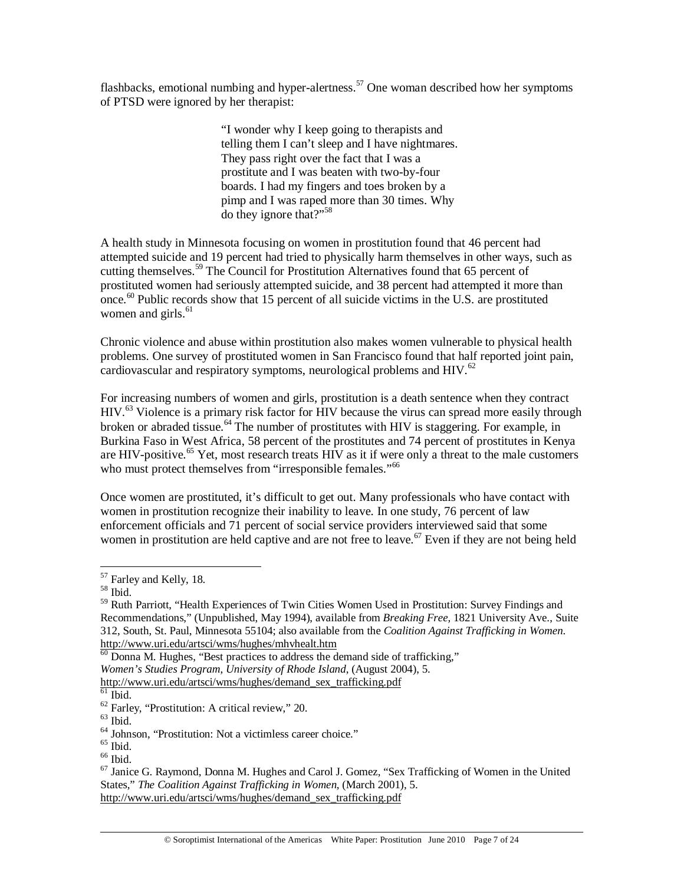flashbacks, emotional numbing and hyper-alertness.[57] One woman described how her symptoms of PTSD were ignored by her therapist:

> "I wonder why I keep going to therapists and telling them I can't sleep and I have nightmares. They pass right over the fact that I was a prostitute and I was beaten with two-by-four boards. I had my fingers and toes broken by a pimp and I was raped more than 30 times. Why do they ignore that?"[58]

A health study in Minnesota focusing on women in prostitution found that 46 percent had attempted suicide and 19 percent had tried to physically harm themselves in other ways, such as cutting themselves.[59] The Council for Prostitution Alternatives found that 65 percent of prostituted women had seriously attempted suicide, and 38 percent had attempted it more than once.[60] Public records show that 15 percent of all suicide victims in the U.S. are prostituted women and girls.[61]

Chronic violence and abuse within prostitution also makes women vulnerable to physical health problems. One survey of prostituted women in San Francisco found that half reported joint pain, cardiovascular and respiratory symptoms, neurological problems and HIV.[62]

For increasing numbers of women and girls, prostitution is a death sentence when they contract HIV.[63] Violence is a primary risk factor for HIV because the virus can spread more easily through broken or abraded tissue.[64] The number of prostitutes with HIV is staggering. For example, in Burkina Faso in West Africa, 58 percent of the prostitutes and 74 percent of prostitutes in Kenya are HIV-positive.[65] Yet, most research treats HIV as it if were only a threat to the male customers who must protect themselves from "irresponsible females."[66]

Once women are prostituted, it's difficult to get out. Many professionals who have contact with women in prostitution recognize their inability to leave. In one study, 76 percent of law enforcement officials and 71 percent of social service providers interviewed said that some women in prostitution are held captive and are not free to leave.[67] Even if they are not being held

---

[57] Farley and Kelly, 18.

[58] Ibid.

[59] Ruth Parriott, "Health Experiences of Twin Cities Women Used in Prostitution: Survey Findings and Recommendations," (Unpublished, May 1994), available from *Breaking Free,* 1821 University Ave., Suite 312, South, St. Paul, Minnesota 55104; also available from the *Coalition Against Trafficking in Women.* http://www.uri.edu/artsci/wms/hughes/mhvhealt.htm

[60] Donna M. Hughes, "Best practices to address the demand side of trafficking," *Women's Studies Program, University of Rhode Island*, (August 2004), 5. http://www.uri.edu/artsci/wms/hughes/demand_sex_trafficking.pdf

[61] Ibid.

[62] Farley, "Prostitution: A critical review," 20.

[63] Ibid.

[64] Johnson, "Prostitution: Not a victimless career choice."

[65] Ibid.

[66] Ibid.

[67] Janice G. Raymond, Donna M. Hughes and Carol J. Gomez, "Sex Trafficking of Women in the United States," *The Coalition Against Trafficking in Women*, (March 2001), 5. http://www.uri.edu/artsci/wms/hughes/demand_sex_trafficking.pdf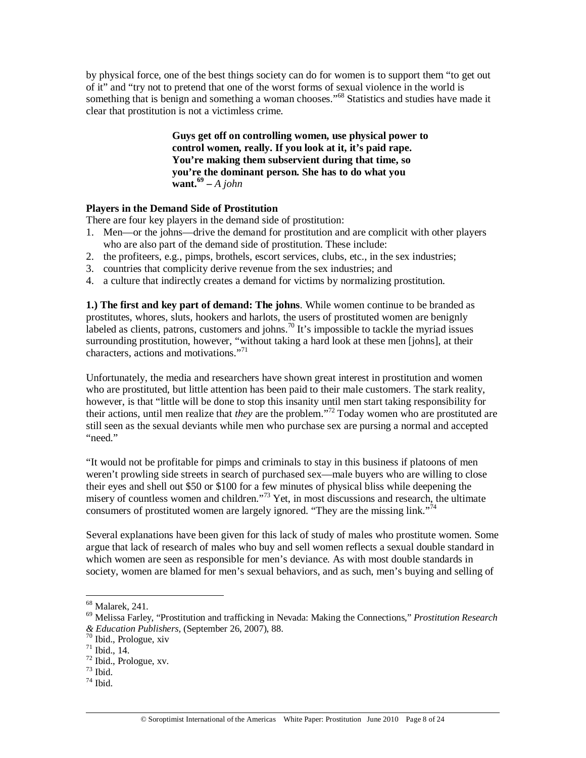by physical force, one of the best things society can do for women is to support them "to get out of it" and "try not to pretend that one of the worst forms of sexual violence in the world is something that is benign and something a woman chooses."[68] Statistics and studies have made it clear that prostitution is not a victimless crime.

> **Guys get off on controlling women, use physical power to control women, really. If you look at it, it's paid rape. You're making them subservient during that time, so you're the dominant person. She has to do what you want.[69] –** *A john*

**Players in the Demand Side of Prostitution**

There are four key players in the demand side of prostitution:

1. Men—or the johns—drive the demand for prostitution and are complicit with other players who are also part of the demand side of prostitution. These include:
2. the profiteers, e.g., pimps, brothels, escort services, clubs, etc., in the sex industries;
3. countries that complicity derive revenue from the sex industries; and
4. a culture that indirectly creates a demand for victims by normalizing prostitution.

**1.) The first and key part of demand: The johns**. While women continue to be branded as prostitutes, whores, sluts, hookers and harlots, the users of prostituted women are benignly labeled as clients, patrons, customers and johns.[70] It's impossible to tackle the myriad issues surrounding prostitution, however, "without taking a hard look at these men [johns], at their characters, actions and motivations."[71]

Unfortunately, the media and researchers have shown great interest in prostitution and women who are prostituted, but little attention has been paid to their male customers. The stark reality, however, is that "little will be done to stop this insanity until men start taking responsibility for their actions, until men realize that *they* are the problem."[72] Today women who are prostituted are still seen as the sexual deviants while men who purchase sex are pursing a normal and accepted "need."

"It would not be profitable for pimps and criminals to stay in this business if platoons of men weren't prowling side streets in search of purchased sex—male buyers who are willing to close their eyes and shell out $50 or $100 for a few minutes of physical bliss while deepening the misery of countless women and children."[73] Yet, in most discussions and research, the ultimate consumers of prostituted women are largely ignored. "They are the missing link."[74]

Several explanations have been given for this lack of study of males who prostitute women. Some argue that lack of research of males who buy and sell women reflects a sexual double standard in which women are seen as responsible for men's deviance. As with most double standards in society, women are blamed for men's sexual behaviors, and as such, men's buying and selling of

---

[68] Malarek, 241.

[69] Melissa Farley, "Prostitution and trafficking in Nevada: Making the Connections," *Prostitution Research & Education Publishers,* (September 26, 2007), 88.

[70] Ibid., Prologue, xiv

[71] Ibid., 14.

[72] Ibid., Prologue, xv.

[73] Ibid.

[74] Ibid.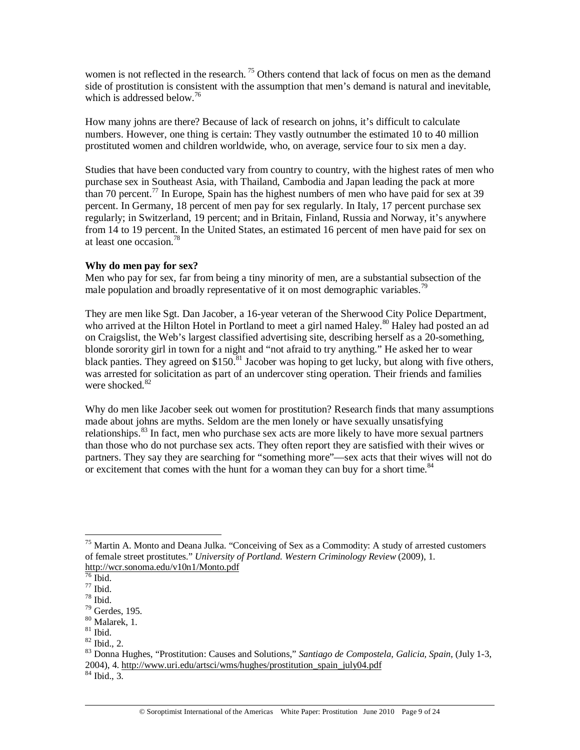women is not reflected in the research. [75] Others contend that lack of focus on men as the demand side of prostitution is consistent with the assumption that men's demand is natural and inevitable, which is addressed below.[76]

How many johns are there? Because of lack of research on johns, it's difficult to calculate numbers. However, one thing is certain: They vastly outnumber the estimated 10 to 40 million prostituted women and children worldwide, who, on average, service four to six men a day.

Studies that have been conducted vary from country to country, with the highest rates of men who purchase sex in Southeast Asia, with Thailand, Cambodia and Japan leading the pack at more than 70 percent.[77] In Europe, Spain has the highest numbers of men who have paid for sex at 39 percent. In Germany, 18 percent of men pay for sex regularly. In Italy, 17 percent purchase sex regularly; in Switzerland, 19 percent; and in Britain, Finland, Russia and Norway, it's anywhere from 14 to 19 percent. In the United States, an estimated 16 percent of men have paid for sex on at least one occasion.[78]

**Why do men pay for sex?**

Men who pay for sex, far from being a tiny minority of men, are a substantial subsection of the male population and broadly representative of it on most demographic variables.[79]

They are men like Sgt. Dan Jacober, a 16-year veteran of the Sherwood City Police Department, who arrived at the Hilton Hotel in Portland to meet a girl named Haley.[80] Haley had posted an ad on Craigslist, the Web's largest classified advertising site, describing herself as a 20-something, blonde sorority girl in town for a night and "not afraid to try anything." He asked her to wear black panties. They agreed on $150.[81] Jacober was hoping to get lucky, but along with five others, was arrested for solicitation as part of an undercover sting operation. Their friends and families were shocked.[82]

Why do men like Jacober seek out women for prostitution? Research finds that many assumptions made about johns are myths. Seldom are the men lonely or have sexually unsatisfying relationships.[83] In fact, men who purchase sex acts are more likely to have more sexual partners than those who do not purchase sex acts. They often report they are satisfied with their wives or partners. They say they are searching for "something more"—sex acts that their wives will not do or excitement that comes with the hunt for a woman they can buy for a short time.[84]

---

[75] Martin A. Monto and Deana Julka. "Conceiving of Sex as a Commodity: A study of arrested customers of female street prostitutes." *University of Portland. Western Criminology Review* (2009), 1. http://wcr.sonoma.edu/v10n1/Monto.pdf

[76] Ibid.

[77] Ibid.

[78] Ibid.

[79] Gerdes, 195.

[80] Malarek, 1.

[81] Ibid.

[82] Ibid., 2.

[83] Donna Hughes, "Prostitution: Causes and Solutions," *Santiago de Compostela, Galicia, Spain*, (July 1-3, 2004), 4. http://www.uri.edu/artsci/wms/hughes/prostitution_spain_july04.pdf

[84] Ibid., 3.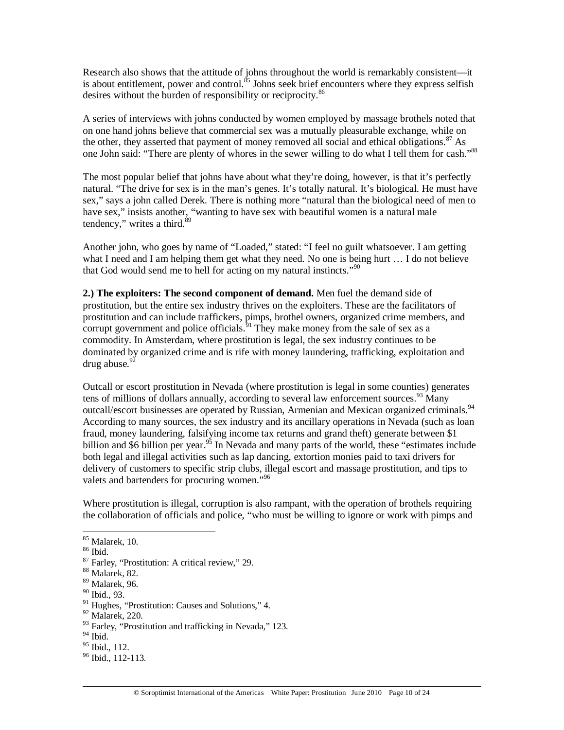Research also shows that the attitude of johns throughout the world is remarkably consistent—it is about entitlement, power and control.[85] Johns seek brief encounters where they express selfish desires without the burden of responsibility or reciprocity.[86]

A series of interviews with johns conducted by women employed by massage brothels noted that on one hand johns believe that commercial sex was a mutually pleasurable exchange, while on the other, they asserted that payment of money removed all social and ethical obligations.[87] As one John said: "There are plenty of whores in the sewer willing to do what I tell them for cash."[88]

The most popular belief that johns have about what they're doing, however, is that it's perfectly natural. "The drive for sex is in the man's genes. It's totally natural. It's biological. He must have sex," says a john called Derek. There is nothing more "natural than the biological need of men to have sex," insists another, "wanting to have sex with beautiful women is a natural male tendency," writes a third.[89]

Another john, who goes by name of "Loaded," stated: "I feel no guilt whatsoever. I am getting what I need and I am helping them get what they need. No one is being hurt … I do not believe that God would send me to hell for acting on my natural instincts."[90]

**2.) The exploiters: The second component of demand.** Men fuel the demand side of prostitution, but the entire sex industry thrives on the exploiters. These are the facilitators of prostitution and can include traffickers, pimps, brothel owners, organized crime members, and corrupt government and police officials.[91] They make money from the sale of sex as a commodity. In Amsterdam, where prostitution is legal, the sex industry continues to be dominated by organized crime and is rife with money laundering, trafficking, exploitation and drug abuse.[92]

Outcall or escort prostitution in Nevada (where prostitution is legal in some counties) generates tens of millions of dollars annually, according to several law enforcement sources.[93] Many outcall/escort businesses are operated by Russian, Armenian and Mexican organized criminals.[94] According to many sources, the sex industry and its ancillary operations in Nevada (such as loan fraud, money laundering, falsifying income tax returns and grand theft) generate between $1 billion and $6 billion per year.[95] In Nevada and many parts of the world, these "estimates include both legal and illegal activities such as lap dancing, extortion monies paid to taxi drivers for delivery of customers to specific strip clubs, illegal escort and massage prostitution, and tips to valets and bartenders for procuring women."[96]

Where prostitution is illegal, corruption is also rampant, with the operation of brothels requiring the collaboration of officials and police, "who must be willing to ignore or work with pimps and

---

[85] Malarek, 10.
[86] Ibid.
[87] Farley, "Prostitution: A critical review," 29.
[88] Malarek, 82.
[89] Malarek, 96.
[90] Ibid., 93.
[91] Hughes, "Prostitution: Causes and Solutions," 4.
[92] Malarek, 220.
[93] Farley, "Prostitution and trafficking in Nevada," 123.
[94] Ibid.
[95] Ibid., 112.
[96] Ibid., 112-113.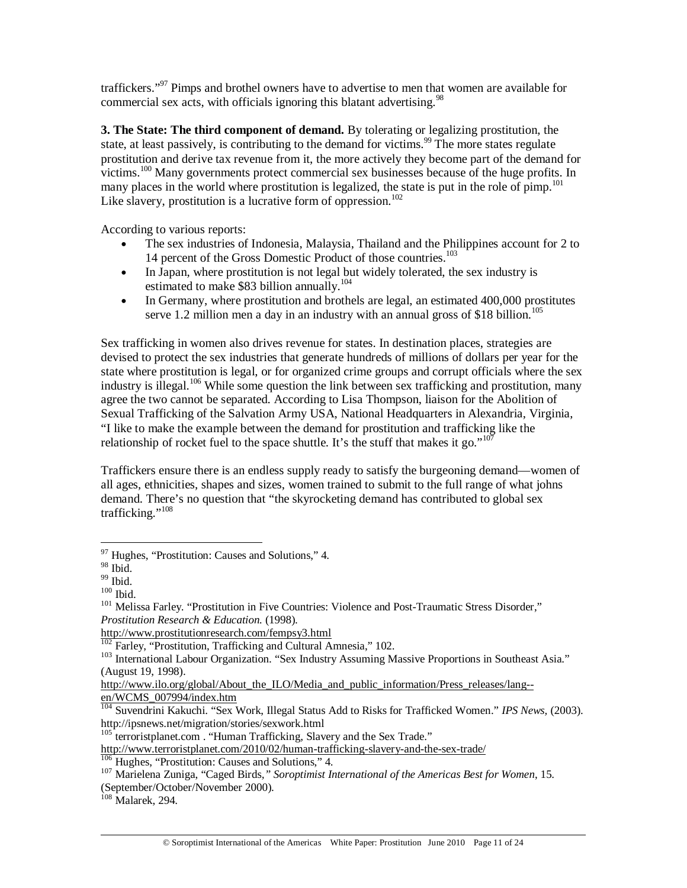traffickers."[97] Pimps and brothel owners have to advertise to men that women are available for commercial sex acts, with officials ignoring this blatant advertising.[98]

**3. The State: The third component of demand.** By tolerating or legalizing prostitution, the state, at least passively, is contributing to the demand for victims.[99] The more states regulate prostitution and derive tax revenue from it, the more actively they become part of the demand for victims.[100] Many governments protect commercial sex businesses because of the huge profits. In many places in the world where prostitution is legalized, the state is put in the role of pimp.[101] Like slavery, prostitution is a lucrative form of oppression.[102]

According to various reports:

- The sex industries of Indonesia, Malaysia, Thailand and the Philippines account for 2 to 14 percent of the Gross Domestic Product of those countries.[103]
- In Japan, where prostitution is not legal but widely tolerated, the sex industry is estimated to make $83 billion annually.[104]
- In Germany, where prostitution and brothels are legal, an estimated 400,000 prostitutes serve 1.2 million men a day in an industry with an annual gross of $18 billion.[105]

Sex trafficking in women also drives revenue for states. In destination places, strategies are devised to protect the sex industries that generate hundreds of millions of dollars per year for the state where prostitution is legal, or for organized crime groups and corrupt officials where the sex industry is illegal.[106] While some question the link between sex trafficking and prostitution, many agree the two cannot be separated. According to Lisa Thompson, liaison for the Abolition of Sexual Trafficking of the Salvation Army USA, National Headquarters in Alexandria, Virginia, "I like to make the example between the demand for prostitution and trafficking like the relationship of rocket fuel to the space shuttle. It's the stuff that makes it go."[107]

Traffickers ensure there is an endless supply ready to satisfy the burgeoning demand—women of all ages, ethnicities, shapes and sizes, women trained to submit to the full range of what johns demand. There's no question that "the skyrocketing demand has contributed to global sex trafficking."[108]

---

[97] Hughes, "Prostitution: Causes and Solutions," 4.
[98] Ibid.
[99] Ibid.
[100] Ibid.
[101] Melissa Farley. "Prostitution in Five Countries: Violence and Post-Traumatic Stress Disorder," *Prostitution Research & Education.* (1998). http://www.prostitutionresearch.com/fempsy3.html
[102] Farley, "Prostitution, Trafficking and Cultural Amnesia," 102.
[103] International Labour Organization. "Sex Industry Assuming Massive Proportions in Southeast Asia." (August 19, 1998). http://www.ilo.org/global/About_the_ILO/Media_and_public_information/Press_releases/lang--en/WCMS_007994/index.htm
[104] Suvendrini Kakuchi. "Sex Work, Illegal Status Add to Risks for Trafficked Women." *IPS News*, (2003). http://ipsnews.net/migration/stories/sexwork.html
[105] terroristplanet.com . "Human Trafficking, Slavery and the Sex Trade." http://www.terroristplanet.com/2010/02/human-trafficking-slavery-and-the-sex-trade/
[106] Hughes, "Prostitution: Causes and Solutions," 4.
[107] Marielena Zuniga, "Caged Birds," *Soroptimist International of the Americas Best for Women*, 15. (September/October/November 2000).
[108] Malarek, 294.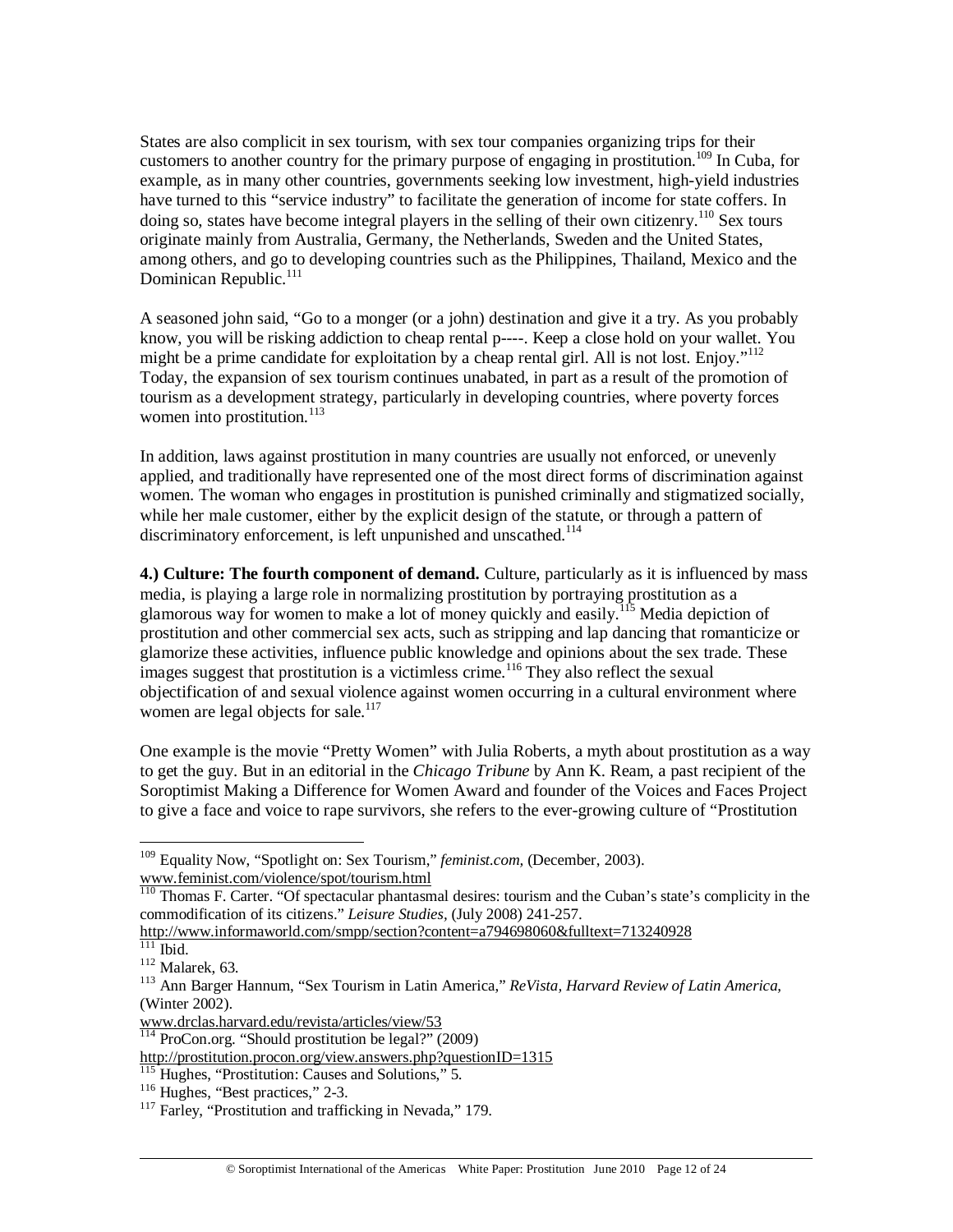States are also complicit in sex tourism, with sex tour companies organizing trips for their customers to another country for the primary purpose of engaging in prostitution.[109] In Cuba, for example, as in many other countries, governments seeking low investment, high-yield industries have turned to this "service industry" to facilitate the generation of income for state coffers. In doing so, states have become integral players in the selling of their own citizenry.[110] Sex tours originate mainly from Australia, Germany, the Netherlands, Sweden and the United States, among others, and go to developing countries such as the Philippines, Thailand, Mexico and the Dominican Republic.[111]

A seasoned john said, "Go to a monger (or a john) destination and give it a try. As you probably know, you will be risking addiction to cheap rental p----. Keep a close hold on your wallet. You might be a prime candidate for exploitation by a cheap rental girl. All is not lost. Enjoy."[112] Today, the expansion of sex tourism continues unabated, in part as a result of the promotion of tourism as a development strategy, particularly in developing countries, where poverty forces women into prostitution.[113]

In addition, laws against prostitution in many countries are usually not enforced, or unevenly applied, and traditionally have represented one of the most direct forms of discrimination against women. The woman who engages in prostitution is punished criminally and stigmatized socially, while her male customer, either by the explicit design of the statute, or through a pattern of discriminatory enforcement, is left unpunished and unscathed.[114]

**4.) Culture: The fourth component of demand.** Culture, particularly as it is influenced by mass media, is playing a large role in normalizing prostitution by portraying prostitution as a glamorous way for women to make a lot of money quickly and easily.[115] Media depiction of prostitution and other commercial sex acts, such as stripping and lap dancing that romanticize or glamorize these activities, influence public knowledge and opinions about the sex trade. These images suggest that prostitution is a victimless crime.[116] They also reflect the sexual objectification of and sexual violence against women occurring in a cultural environment where women are legal objects for sale.[117]

One example is the movie "Pretty Women" with Julia Roberts, a myth about prostitution as a way to get the guy. But in an editorial in the *Chicago Tribune* by Ann K. Ream, a past recipient of the Soroptimist Making a Difference for Women Award and founder of the Voices and Faces Project to give a face and voice to rape survivors, she refers to the ever-growing culture of "Prostitution

---

[109] Equality Now, "Spotlight on: Sex Tourism," *feminist.com,* (December, 2003). www.feminist.com/violence/spot/tourism.html

[110] Thomas F. Carter. "Of spectacular phantasmal desires: tourism and the Cuban's state's complicity in the commodification of its citizens." *Leisure Studies,* (July 2008) 241-257. http://www.informaworld.com/smpp/section?content=a794698060&fulltext=713240928

[111] Ibid.

[112] Malarek, 63.

[113] Ann Barger Hannum, "Sex Tourism in Latin America," *ReVista, Harvard Review of Latin America,* (Winter 2002). www.drclas.harvard.edu/revista/articles/view/53

[114] ProCon.org. "Should prostitution be legal?" (2009) http://prostitution.procon.org/view.answers.php?questionID=1315

[115] Hughes, "Prostitution: Causes and Solutions," 5.

[116] Hughes, "Best practices," 2-3.

[117] Farley, "Prostitution and trafficking in Nevada," 179.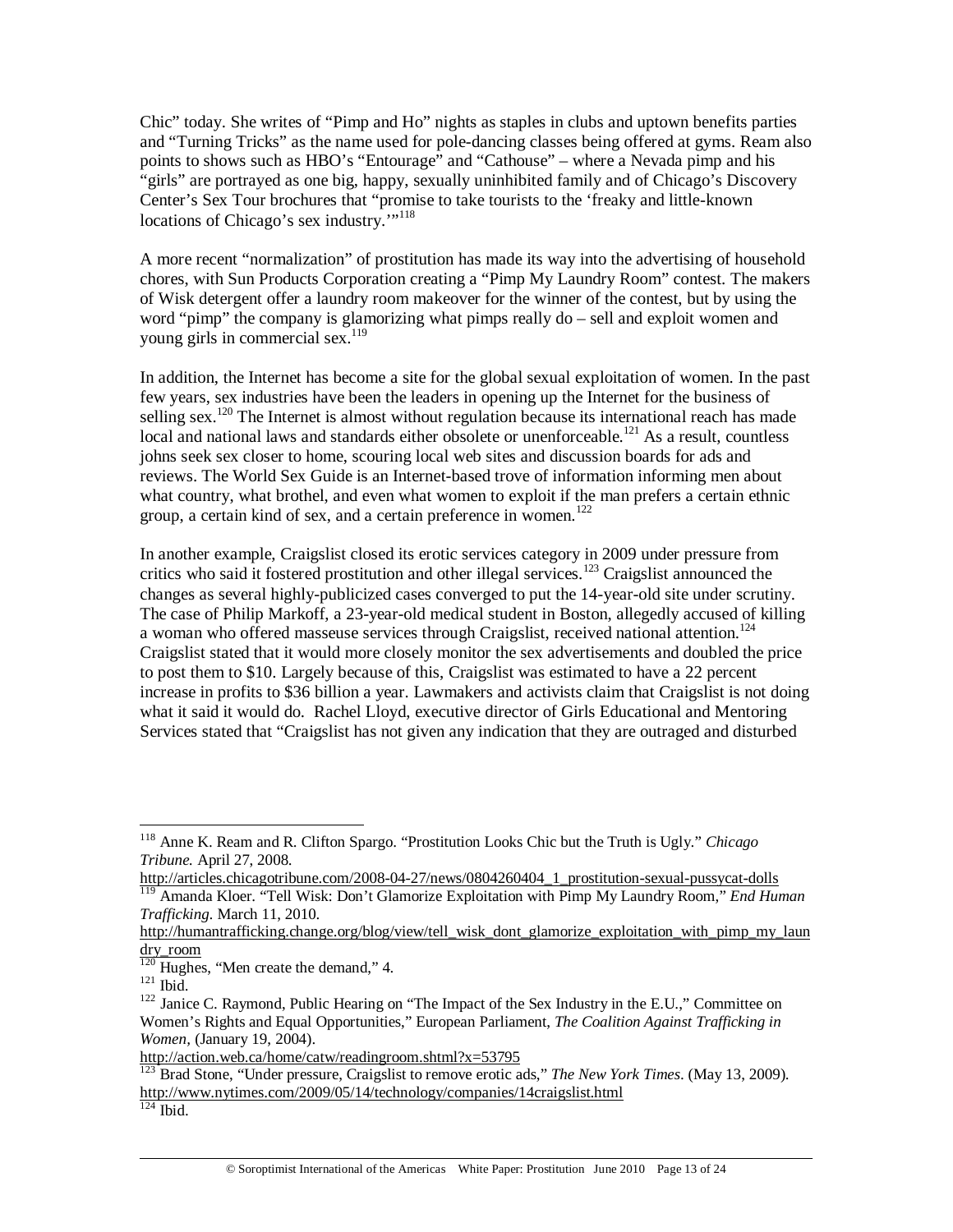Chic" today. She writes of "Pimp and Ho" nights as staples in clubs and uptown benefits parties and "Turning Tricks" as the name used for pole-dancing classes being offered at gyms. Ream also points to shows such as HBO's "Entourage" and "Cathouse" – where a Nevada pimp and his "girls" are portrayed as one big, happy, sexually uninhibited family and of Chicago's Discovery Center's Sex Tour brochures that "promise to take tourists to the 'freaky and little-known locations of Chicago's sex industry.'"[118]

A more recent "normalization" of prostitution has made its way into the advertising of household chores, with Sun Products Corporation creating a "Pimp My Laundry Room" contest. The makers of Wisk detergent offer a laundry room makeover for the winner of the contest, but by using the word "pimp" the company is glamorizing what pimps really do – sell and exploit women and young girls in commercial sex.[119]

In addition, the Internet has become a site for the global sexual exploitation of women. In the past few years, sex industries have been the leaders in opening up the Internet for the business of selling sex.[120] The Internet is almost without regulation because its international reach has made local and national laws and standards either obsolete or unenforceable.[121] As a result, countless johns seek sex closer to home, scouring local web sites and discussion boards for ads and reviews. The World Sex Guide is an Internet-based trove of information informing men about what country, what brothel, and even what women to exploit if the man prefers a certain ethnic group, a certain kind of sex, and a certain preference in women.[122]

In another example, Craigslist closed its erotic services category in 2009 under pressure from critics who said it fostered prostitution and other illegal services.[123] Craigslist announced the changes as several highly-publicized cases converged to put the 14-year-old site under scrutiny. The case of Philip Markoff, a 23-year-old medical student in Boston, allegedly accused of killing a woman who offered masseuse services through Craigslist, received national attention.[124] Craigslist stated that it would more closely monitor the sex advertisements and doubled the price to post them to $10. Largely because of this, Craigslist was estimated to have a 22 percent increase in profits to $36 billion a year. Lawmakers and activists claim that Craigslist is not doing what it said it would do. Rachel Lloyd, executive director of Girls Educational and Mentoring Services stated that "Craigslist has not given any indication that they are outraged and disturbed

---

[118] Anne K. Ream and R. Clifton Spargo. "Prostitution Looks Chic but the Truth is Ugly." *Chicago Tribune.* April 27, 2008. http://articles.chicagotribune.com/2008-04-27/news/0804260404_1_prostitution-sexual-pussycat-dolls

[119] Amanda Kloer. "Tell Wisk: Don't Glamorize Exploitation with Pimp My Laundry Room," *End Human Trafficking.* March 11, 2010. http://humantrafficking.change.org/blog/view/tell_wisk_dont_glamorize_exploitation_with_pimp_my_laundry_room

[120] Hughes, "Men create the demand," 4.

[121] Ibid.

[122] Janice C. Raymond, Public Hearing on "The Impact of the Sex Industry in the E.U.," Committee on Women's Rights and Equal Opportunities," European Parliament, *The Coalition Against Trafficking in Women,* (January 19, 2004). http://action.web.ca/home/catw/readingroom.shtml?x=53795

[123] Brad Stone, "Under pressure, Craigslist to remove erotic ads," *The New York Times.* (May 13, 2009). http://www.nytimes.com/2009/05/14/technology/companies/14craigslist.html

[124] Ibid.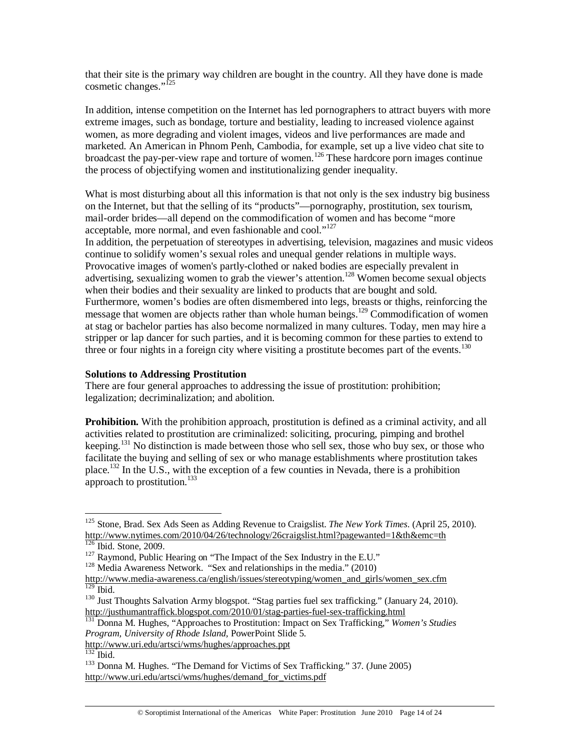that their site is the primary way children are bought in the country. All they have done is made cosmetic changes."[125]

In addition, intense competition on the Internet has led pornographers to attract buyers with more extreme images, such as bondage, torture and bestiality, leading to increased violence against women, as more degrading and violent images, videos and live performances are made and marketed. An American in Phnom Penh, Cambodia, for example, set up a live video chat site to broadcast the pay-per-view rape and torture of women.[126] These hardcore porn images continue the process of objectifying women and institutionalizing gender inequality.

What is most disturbing about all this information is that not only is the sex industry big business on the Internet, but that the selling of its "products"—pornography, prostitution, sex tourism, mail-order brides—all depend on the commodification of women and has become "more acceptable, more normal, and even fashionable and cool."[127]
In addition, the perpetuation of stereotypes in advertising, television, magazines and music videos continue to solidify women's sexual roles and unequal gender relations in multiple ways. Provocative images of women's partly-clothed or naked bodies are especially prevalent in advertising, sexualizing women to grab the viewer's attention.[128] Women become sexual objects when their bodies and their sexuality are linked to products that are bought and sold. Furthermore, women's bodies are often dismembered into legs, breasts or thighs, reinforcing the message that women are objects rather than whole human beings.[129] Commodification of women at stag or bachelor parties has also become normalized in many cultures. Today, men may hire a stripper or lap dancer for such parties, and it is becoming common for these parties to extend to three or four nights in a foreign city where visiting a prostitute becomes part of the events.[130]

**Solutions to Addressing Prostitution**
There are four general approaches to addressing the issue of prostitution: prohibition; legalization; decriminalization; and abolition.

**Prohibition.** With the prohibition approach, prostitution is defined as a criminal activity, and all activities related to prostitution are criminalized: soliciting, procuring, pimping and brothel keeping.[131] No distinction is made between those who sell sex, those who buy sex, or those who facilitate the buying and selling of sex or who manage establishments where prostitution takes place.[132] In the U.S., with the exception of a few counties in Nevada, there is a prohibition approach to prostitution.[133]

---

[125] Stone, Brad. Sex Ads Seen as Adding Revenue to Craigslist. *The New York Times*. (April 25, 2010). http://www.nytimes.com/2010/04/26/technology/26craigslist.html?pagewanted=1&th&emc=th
[126] Ibid. Stone, 2009.
[127] Raymond, Public Hearing on "The Impact of the Sex Industry in the E.U."
[128] Media Awareness Network. "Sex and relationships in the media." (2010) http://www.media-awareness.ca/english/issues/stereotyping/women_and_girls/women_sex.cfm
[129] Ibid.
[130] Just Thoughts Salvation Army blogspot. "Stag parties fuel sex trafficking." (January 24, 2010). http://justhumantraffick.blogspot.com/2010/01/stag-parties-fuel-sex-trafficking.html
[131] Donna M. Hughes, "Approaches to Prostitution: Impact on Sex Trafficking," *Women's Studies Program, University of Rhode Island,* PowerPoint Slide 5. http://www.uri.edu/artsci/wms/hughes/approaches.ppt
[132] Ibid.
[133] Donna M. Hughes. "The Demand for Victims of Sex Trafficking." 37. (June 2005) http://www.uri.edu/artsci/wms/hughes/demand_for_victims.pdf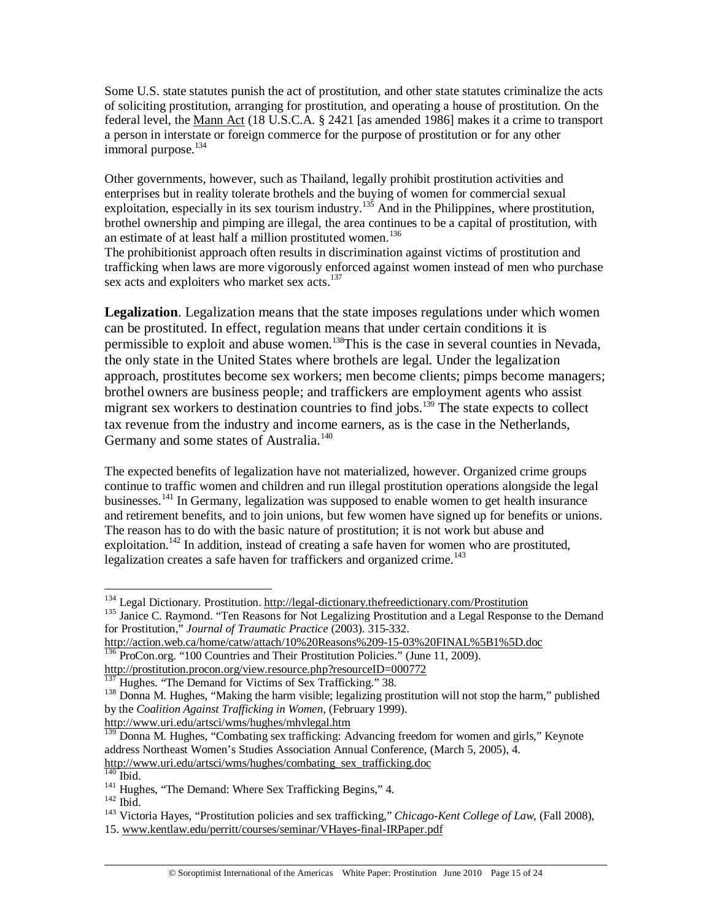Some U.S. state statutes punish the act of prostitution, and other state statutes criminalize the acts of soliciting prostitution, arranging for prostitution, and operating a house of prostitution. On the federal level, the Mann Act (18 U.S.C.A. § 2421 [as amended 1986] makes it a crime to transport a person in interstate or foreign commerce for the purpose of prostitution or for any other immoral purpose.[134]

Other governments, however, such as Thailand, legally prohibit prostitution activities and enterprises but in reality tolerate brothels and the buying of women for commercial sexual exploitation, especially in its sex tourism industry.[135] And in the Philippines, where prostitution, brothel ownership and pimping are illegal, the area continues to be a capital of prostitution, with an estimate of at least half a million prostituted women.[136]

The prohibitionist approach often results in discrimination against victims of prostitution and trafficking when laws are more vigorously enforced against women instead of men who purchase sex acts and exploiters who market sex acts.[137]

**Legalization**. Legalization means that the state imposes regulations under which women can be prostituted. In effect, regulation means that under certain conditions it is permissible to exploit and abuse women.[138]This is the case in several counties in Nevada, the only state in the United States where brothels are legal. Under the legalization approach, prostitutes become sex workers; men become clients; pimps become managers; brothel owners are business people; and traffickers are employment agents who assist migrant sex workers to destination countries to find jobs.[139] The state expects to collect tax revenue from the industry and income earners, as is the case in the Netherlands, Germany and some states of Australia.[140]

The expected benefits of legalization have not materialized, however. Organized crime groups continue to traffic women and children and run illegal prostitution operations alongside the legal businesses.[141] In Germany, legalization was supposed to enable women to get health insurance and retirement benefits, and to join unions, but few women have signed up for benefits or unions. The reason has to do with the basic nature of prostitution; it is not work but abuse and exploitation.[142] In addition, instead of creating a safe haven for women who are prostituted, legalization creates a safe haven for traffickers and organized crime.[143]

---

[134] Legal Dictionary. Prostitution. http://legal-dictionary.thefreedictionary.com/Prostitution

[135] Janice C. Raymond. "Ten Reasons for Not Legalizing Prostitution and a Legal Response to the Demand for Prostitution," *Journal of Traumatic Practice* (2003). 315-332. http://action.web.ca/home/catw/attach/10%20Reasons%209-15-03%20FINAL%5B1%5D.doc

[136] ProCon.org. "100 Countries and Their Prostitution Policies." (June 11, 2009). http://prostitution.procon.org/view.resource.php?resourceID=000772

[137] Hughes. "The Demand for Victims of Sex Trafficking." 38.

[138] Donna M. Hughes, "Making the harm visible; legalizing prostitution will not stop the harm," published by the *Coalition Against Trafficking in Women*, (February 1999). http://www.uri.edu/artsci/wms/hughes/mhvlegal.htm

[139] Donna M. Hughes, "Combating sex trafficking: Advancing freedom for women and girls," Keynote address Northeast Women's Studies Association Annual Conference, (March 5, 2005), 4. http://www.uri.edu/artsci/wms/hughes/combating_sex_trafficking.doc

[140] Ibid.

[141] Hughes, "The Demand: Where Sex Trafficking Begins," 4.

[142] Ibid.

[143] Victoria Hayes, "Prostitution policies and sex trafficking," *Chicago-Kent College of Law,* (Fall 2008), 15. www.kentlaw.edu/perritt/courses/seminar/VHayes-final-IRPaper.pdf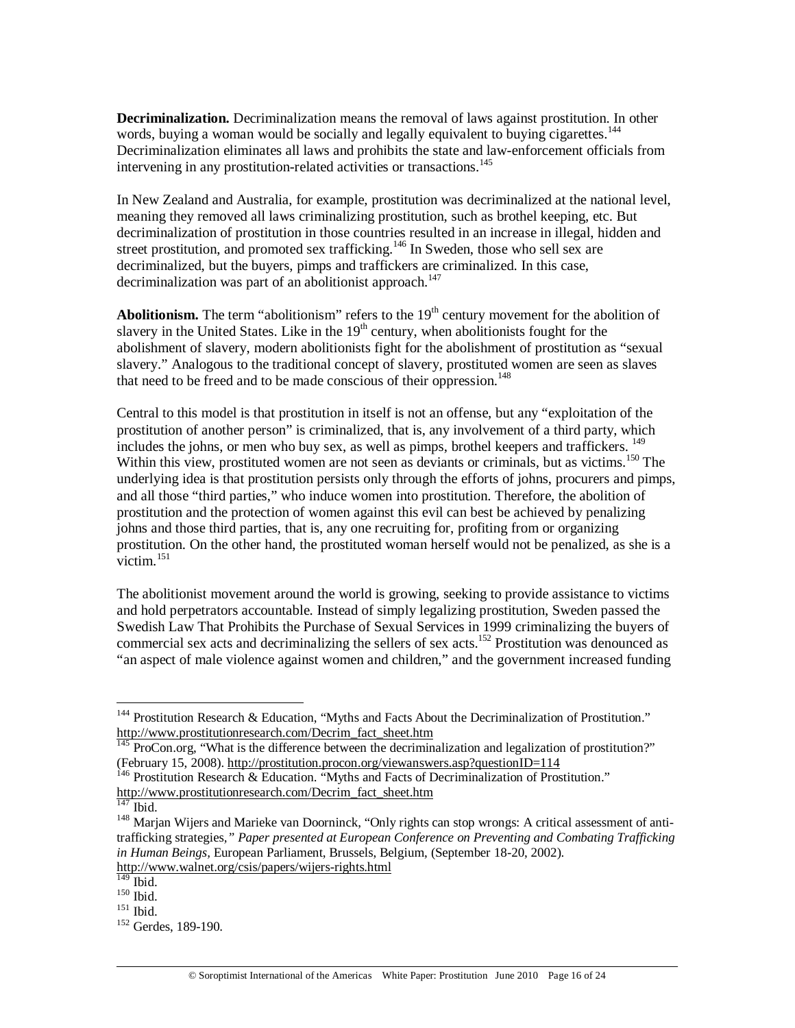**Decriminalization.** Decriminalization means the removal of laws against prostitution. In other words, buying a woman would be socially and legally equivalent to buying cigarettes.[144] Decriminalization eliminates all laws and prohibits the state and law-enforcement officials from intervening in any prostitution-related activities or transactions.[145]

In New Zealand and Australia, for example, prostitution was decriminalized at the national level, meaning they removed all laws criminalizing prostitution, such as brothel keeping, etc. But decriminalization of prostitution in those countries resulted in an increase in illegal, hidden and street prostitution, and promoted sex trafficking.[146] In Sweden, those who sell sex are decriminalized, but the buyers, pimps and traffickers are criminalized. In this case, decriminalization was part of an abolitionist approach.[147]

**Abolitionism.** The term "abolitionism" refers to the 19th century movement for the abolition of slavery in the United States. Like in the 19th century, when abolitionists fought for the abolishment of slavery, modern abolitionists fight for the abolishment of prostitution as "sexual slavery." Analogous to the traditional concept of slavery, prostituted women are seen as slaves that need to be freed and to be made conscious of their oppression.[148]

Central to this model is that prostitution in itself is not an offense, but any "exploitation of the prostitution of another person" is criminalized, that is, any involvement of a third party, which includes the johns, or men who buy sex, as well as pimps, brothel keepers and traffickers.[149] Within this view, prostituted women are not seen as deviants or criminals, but as victims.[150] The underlying idea is that prostitution persists only through the efforts of johns, procurers and pimps, and all those "third parties," who induce women into prostitution. Therefore, the abolition of prostitution and the protection of women against this evil can best be achieved by penalizing johns and those third parties, that is, any one recruiting for, profiting from or organizing prostitution. On the other hand, the prostituted woman herself would not be penalized, as she is a victim.[151]

The abolitionist movement around the world is growing, seeking to provide assistance to victims and hold perpetrators accountable. Instead of simply legalizing prostitution, Sweden passed the Swedish Law That Prohibits the Purchase of Sexual Services in 1999 criminalizing the buyers of commercial sex acts and decriminalizing the sellers of sex acts.[152] Prostitution was denounced as "an aspect of male violence against women and children," and the government increased funding

---

[144] Prostitution Research & Education, "Myths and Facts About the Decriminalization of Prostitution." http://www.prostitutionresearch.com/Decrim_fact_sheet.htm

[145] ProCon.org, "What is the difference between the decriminalization and legalization of prostitution?" (February 15, 2008). http://prostitution.procon.org/viewanswers.asp?questionID=114

[146] Prostitution Research & Education. "Myths and Facts of Decriminalization of Prostitution." http://www.prostitutionresearch.com/Decrim_fact_sheet.htm

[147] Ibid.

[148] Marjan Wijers and Marieke van Doorninck, "Only rights can stop wrongs: A critical assessment of anti-trafficking strategies," *Paper presented at European Conference on Preventing and Combating Trafficking in Human Beings*, European Parliament, Brussels, Belgium, (September 18-20, 2002). http://www.walnet.org/csis/papers/wijers-rights.html

[149] Ibid.

[150] Ibid.

[151] Ibid.

[152] Gerdes, 189-190.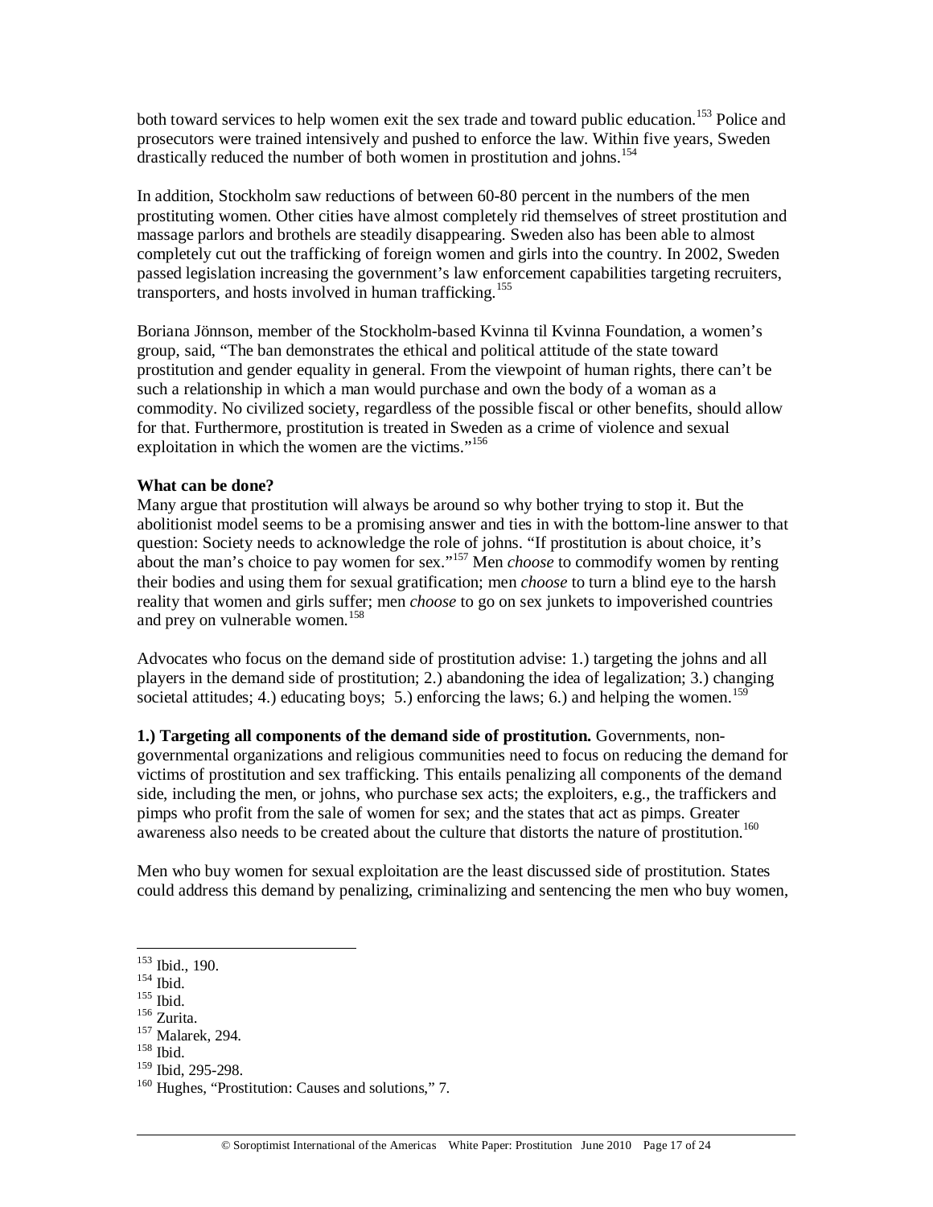both toward services to help women exit the sex trade and toward public education.[153] Police and prosecutors were trained intensively and pushed to enforce the law. Within five years, Sweden drastically reduced the number of both women in prostitution and johns.[154]

In addition, Stockholm saw reductions of between 60-80 percent in the numbers of the men prostituting women. Other cities have almost completely rid themselves of street prostitution and massage parlors and brothels are steadily disappearing. Sweden also has been able to almost completely cut out the trafficking of foreign women and girls into the country. In 2002, Sweden passed legislation increasing the government's law enforcement capabilities targeting recruiters, transporters, and hosts involved in human trafficking.[155]

Boriana Jönnson, member of the Stockholm-based Kvinna til Kvinna Foundation, a women's group, said, "The ban demonstrates the ethical and political attitude of the state toward prostitution and gender equality in general. From the viewpoint of human rights, there can't be such a relationship in which a man would purchase and own the body of a woman as a commodity. No civilized society, regardless of the possible fiscal or other benefits, should allow for that. Furthermore, prostitution is treated in Sweden as a crime of violence and sexual exploitation in which the women are the victims."[156]

**What can be done?**

Many argue that prostitution will always be around so why bother trying to stop it. But the abolitionist model seems to be a promising answer and ties in with the bottom-line answer to that question: Society needs to acknowledge the role of johns. "If prostitution is about choice, it's about the man's choice to pay women for sex."[157] Men *choose* to commodify women by renting their bodies and using them for sexual gratification; men *choose* to turn a blind eye to the harsh reality that women and girls suffer; men *choose* to go on sex junkets to impoverished countries and prey on vulnerable women.[158]

Advocates who focus on the demand side of prostitution advise: 1.) targeting the johns and all players in the demand side of prostitution; 2.) abandoning the idea of legalization; 3.) changing societal attitudes; 4.) educating boys; 5.) enforcing the laws; 6.) and helping the women.[159]

**1.) Targeting all components of the demand side of prostitution.** Governments, non-governmental organizations and religious communities need to focus on reducing the demand for victims of prostitution and sex trafficking. This entails penalizing all components of the demand side, including the men, or johns, who purchase sex acts; the exploiters, e.g., the traffickers and pimps who profit from the sale of women for sex; and the states that act as pimps. Greater awareness also needs to be created about the culture that distorts the nature of prostitution.[160]

Men who buy women for sexual exploitation are the least discussed side of prostitution. States could address this demand by penalizing, criminalizing and sentencing the men who buy women,

---

[153] Ibid., 190.
[154] Ibid.
[155] Ibid.
[156] Zurita.
[157] Malarek, 294.
[158] Ibid.
[159] Ibid, 295-298.
[160] Hughes, "Prostitution: Causes and solutions," 7.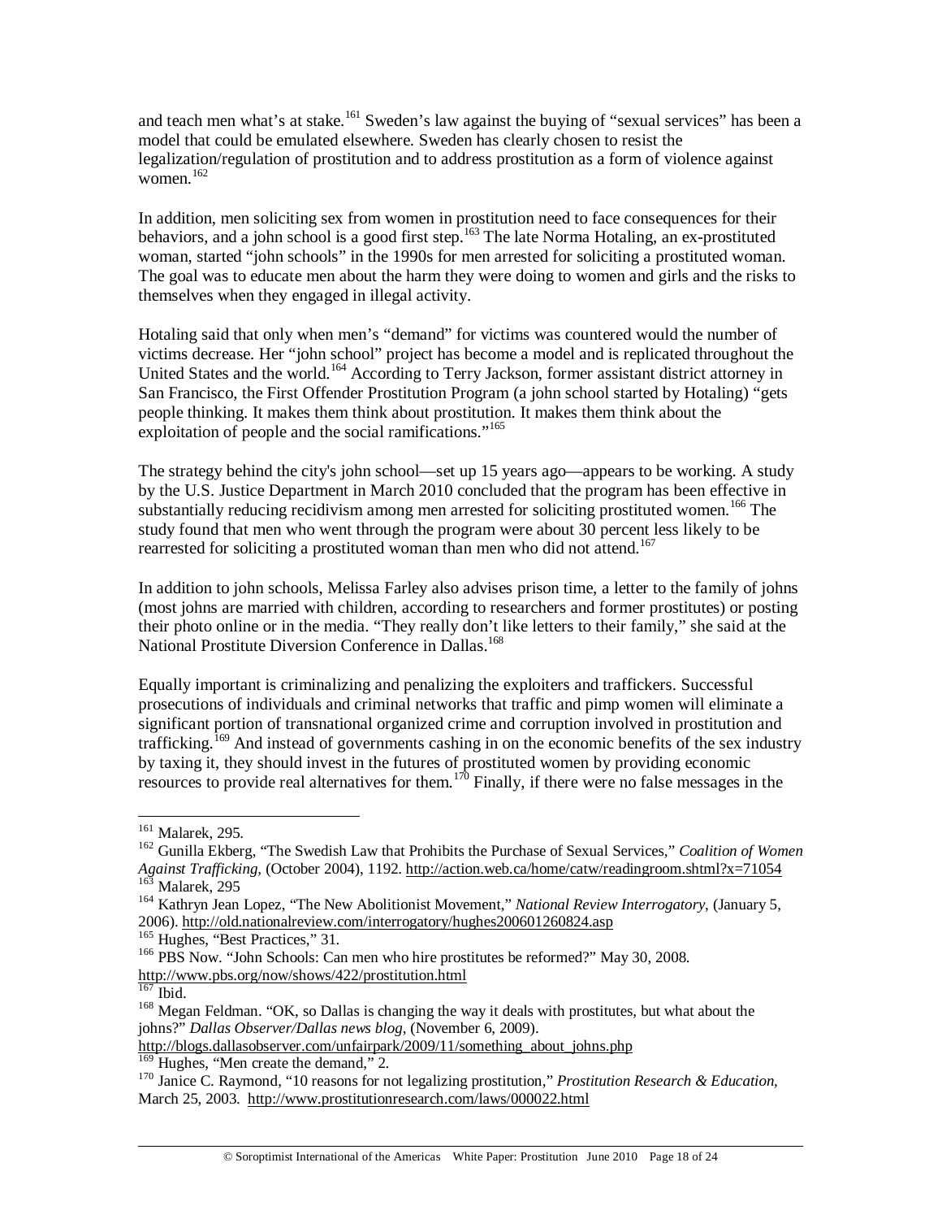and teach men what's at stake.[161] Sweden's law against the buying of "sexual services" has been a model that could be emulated elsewhere. Sweden has clearly chosen to resist the legalization/regulation of prostitution and to address prostitution as a form of violence against women.[162]

In addition, men soliciting sex from women in prostitution need to face consequences for their behaviors, and a john school is a good first step.[163] The late Norma Hotaling, an ex-prostituted woman, started "john schools" in the 1990s for men arrested for soliciting a prostituted woman. The goal was to educate men about the harm they were doing to women and girls and the risks to themselves when they engaged in illegal activity.

Hotaling said that only when men's "demand" for victims was countered would the number of victims decrease. Her "john school" project has become a model and is replicated throughout the United States and the world.[164] According to Terry Jackson, former assistant district attorney in San Francisco, the First Offender Prostitution Program (a john school started by Hotaling) "gets people thinking. It makes them think about prostitution. It makes them think about the exploitation of people and the social ramifications."[165]

The strategy behind the city's john school—set up 15 years ago—appears to be working. A study by the U.S. Justice Department in March 2010 concluded that the program has been effective in substantially reducing recidivism among men arrested for soliciting prostituted women.[166] The study found that men who went through the program were about 30 percent less likely to be rearrested for soliciting a prostituted woman than men who did not attend.[167]

In addition to john schools, Melissa Farley also advises prison time, a letter to the family of johns (most johns are married with children, according to researchers and former prostitutes) or posting their photo online or in the media. "They really don't like letters to their family," she said at the National Prostitute Diversion Conference in Dallas.[168]

Equally important is criminalizing and penalizing the exploiters and traffickers. Successful prosecutions of individuals and criminal networks that traffic and pimp women will eliminate a significant portion of transnational organized crime and corruption involved in prostitution and trafficking.[169] And instead of governments cashing in on the economic benefits of the sex industry by taxing it, they should invest in the futures of prostituted women by providing economic resources to provide real alternatives for them.[170] Finally, if there were no false messages in the

---

[161] Malarek, 295.

[162] Gunilla Ekberg, "The Swedish Law that Prohibits the Purchase of Sexual Services," *Coalition of Women Against Trafficking,* (October 2004), 1192. http://action.web.ca/home/catw/readingroom.shtml?x=71054

[163] Malarek, 295

[164] Kathryn Jean Lopez, "The New Abolitionist Movement," *National Review Interrogatory,* (January 5, 2006). http://old.nationalreview.com/interrogatory/hughes200601260824.asp

[165] Hughes, "Best Practices," 31.

[166] PBS Now. "John Schools: Can men who hire prostitutes be reformed?" May 30, 2008. http://www.pbs.org/now/shows/422/prostitution.html

[167] Ibid.

[168] Megan Feldman. "OK, so Dallas is changing the way it deals with prostitutes, but what about the johns?" *Dallas Observer/Dallas news blog,* (November 6, 2009). http://blogs.dallasobserver.com/unfairpark/2009/11/something_about_johns.php

[169] Hughes, "Men create the demand," 2.

[170] Janice C. Raymond, "10 reasons for not legalizing prostitution," *Prostitution Research & Education,* March 25, 2003. http://www.prostitutionresearch.com/laws/000022.html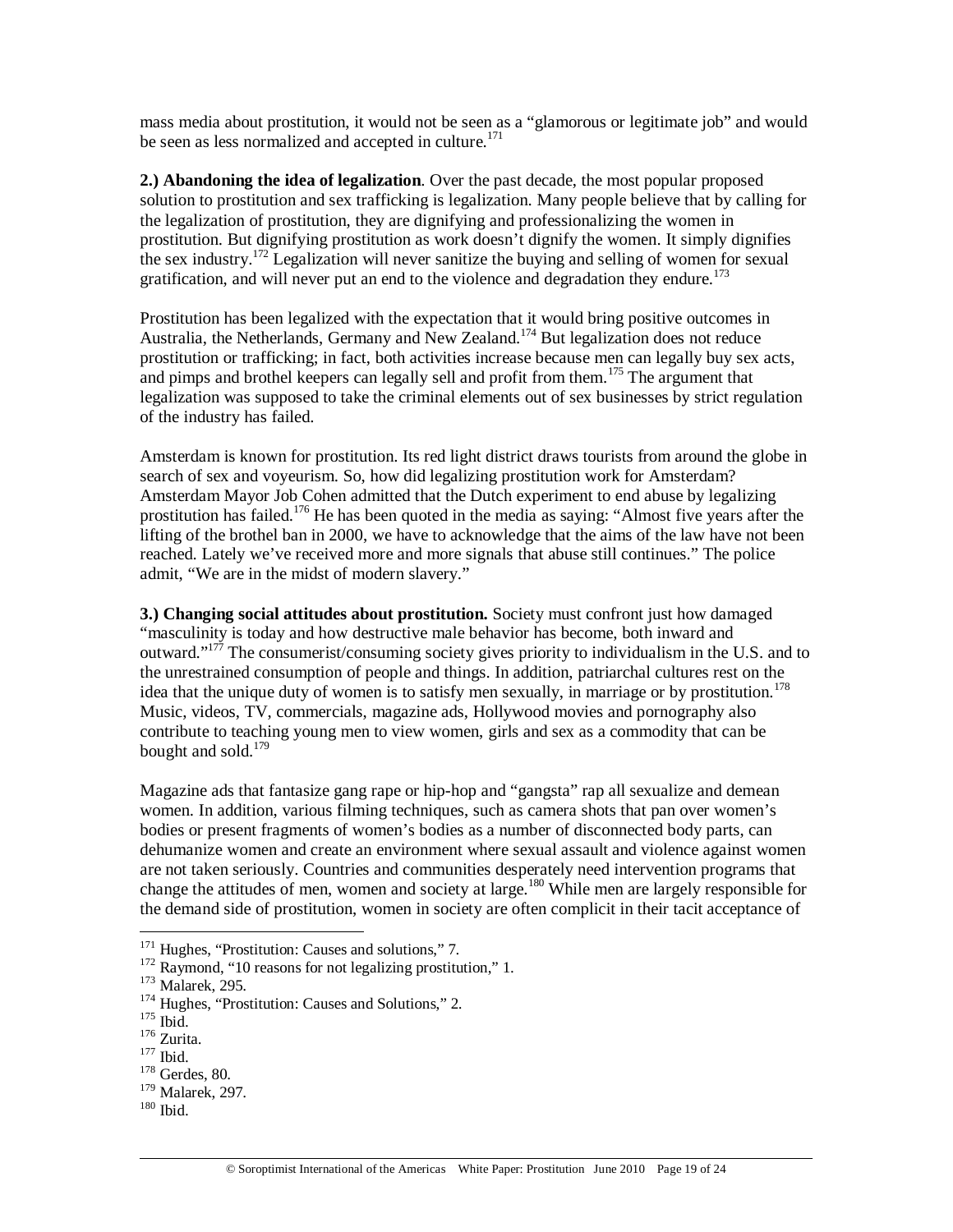mass media about prostitution, it would not be seen as a "glamorous or legitimate job" and would be seen as less normalized and accepted in culture.[171]

**2.) Abandoning the idea of legalization**. Over the past decade, the most popular proposed solution to prostitution and sex trafficking is legalization. Many people believe that by calling for the legalization of prostitution, they are dignifying and professionalizing the women in prostitution. But dignifying prostitution as work doesn't dignify the women. It simply dignifies the sex industry.[172] Legalization will never sanitize the buying and selling of women for sexual gratification, and will never put an end to the violence and degradation they endure.[173]

Prostitution has been legalized with the expectation that it would bring positive outcomes in Australia, the Netherlands, Germany and New Zealand.[174] But legalization does not reduce prostitution or trafficking; in fact, both activities increase because men can legally buy sex acts, and pimps and brothel keepers can legally sell and profit from them.[175] The argument that legalization was supposed to take the criminal elements out of sex businesses by strict regulation of the industry has failed.

Amsterdam is known for prostitution. Its red light district draws tourists from around the globe in search of sex and voyeurism. So, how did legalizing prostitution work for Amsterdam? Amsterdam Mayor Job Cohen admitted that the Dutch experiment to end abuse by legalizing prostitution has failed.[176] He has been quoted in the media as saying: "Almost five years after the lifting of the brothel ban in 2000, we have to acknowledge that the aims of the law have not been reached. Lately we've received more and more signals that abuse still continues." The police admit, "We are in the midst of modern slavery."

**3.) Changing social attitudes about prostitution.** Society must confront just how damaged "masculinity is today and how destructive male behavior has become, both inward and outward."[177] The consumerist/consuming society gives priority to individualism in the U.S. and to the unrestrained consumption of people and things. In addition, patriarchal cultures rest on the idea that the unique duty of women is to satisfy men sexually, in marriage or by prostitution.[178] Music, videos, TV, commercials, magazine ads, Hollywood movies and pornography also contribute to teaching young men to view women, girls and sex as a commodity that can be bought and sold.[179]

Magazine ads that fantasize gang rape or hip-hop and "gangsta" rap all sexualize and demean women. In addition, various filming techniques, such as camera shots that pan over women's bodies or present fragments of women's bodies as a number of disconnected body parts, can dehumanize women and create an environment where sexual assault and violence against women are not taken seriously. Countries and communities desperately need intervention programs that change the attitudes of men, women and society at large.[180] While men are largely responsible for the demand side of prostitution, women in society are often complicit in their tacit acceptance of

---

[171] Hughes, "Prostitution: Causes and solutions," 7.
[172] Raymond, "10 reasons for not legalizing prostitution," 1.
[173] Malarek, 295.
[174] Hughes, "Prostitution: Causes and Solutions," 2.
[175] Ibid.
[176] Zurita.
[177] Ibid.
[178] Gerdes, 80.
[179] Malarek, 297.
[180] Ibid.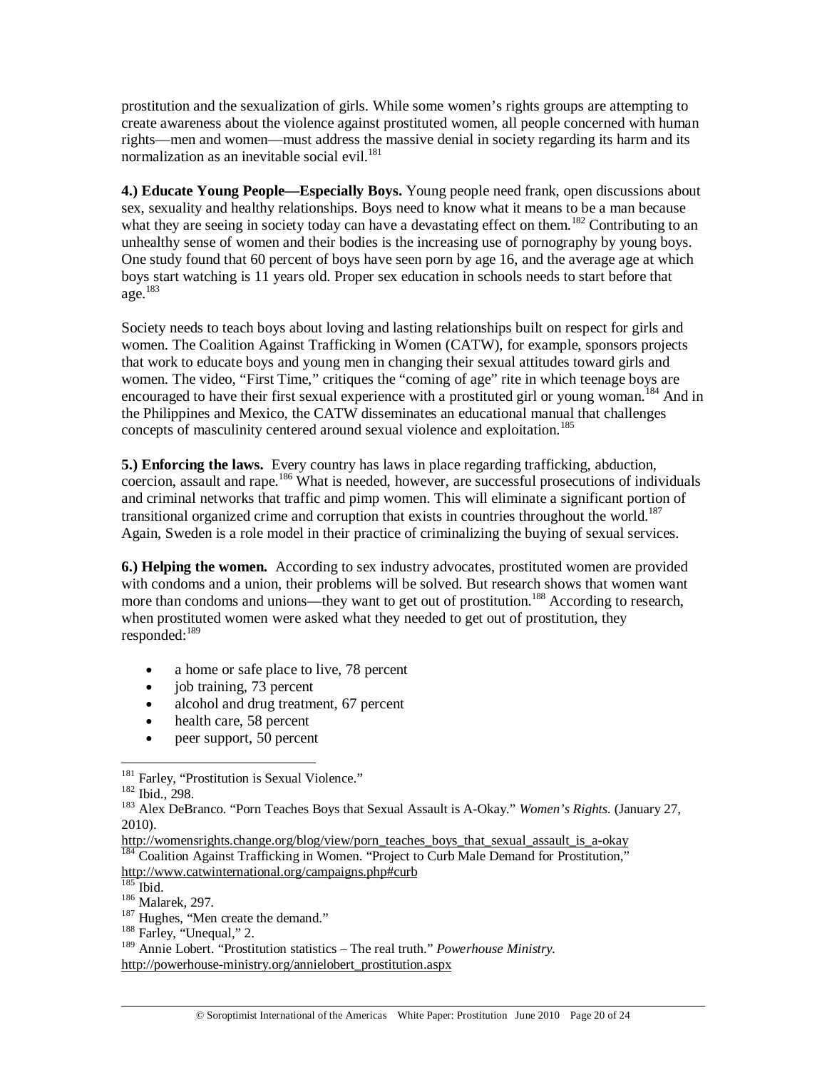prostitution and the sexualization of girls. While some women's rights groups are attempting to create awareness about the violence against prostituted women, all people concerned with human rights—men and women—must address the massive denial in society regarding its harm and its normalization as an inevitable social evil.[181]

**4.) Educate Young People—Especially Boys.** Young people need frank, open discussions about sex, sexuality and healthy relationships. Boys need to know what it means to be a man because what they are seeing in society today can have a devastating effect on them.[182] Contributing to an unhealthy sense of women and their bodies is the increasing use of pornography by young boys. One study found that 60 percent of boys have seen porn by age 16, and the average age at which boys start watching is 11 years old. Proper sex education in schools needs to start before that age.[183]

Society needs to teach boys about loving and lasting relationships built on respect for girls and women. The Coalition Against Trafficking in Women (CATW), for example, sponsors projects that work to educate boys and young men in changing their sexual attitudes toward girls and women. The video, "First Time," critiques the "coming of age" rite in which teenage boys are encouraged to have their first sexual experience with a prostituted girl or young woman.[184] And in the Philippines and Mexico, the CATW disseminates an educational manual that challenges concepts of masculinity centered around sexual violence and exploitation.[185]

**5.) Enforcing the laws.** Every country has laws in place regarding trafficking, abduction, coercion, assault and rape.[186] What is needed, however, are successful prosecutions of individuals and criminal networks that traffic and pimp women. This will eliminate a significant portion of transitional organized crime and corruption that exists in countries throughout the world.[187] Again, Sweden is a role model in their practice of criminalizing the buying of sexual services.

**6.) Helping the women.** According to sex industry advocates, prostituted women are provided with condoms and a union, their problems will be solved. But research shows that women want more than condoms and unions—they want to get out of prostitution.[188] According to research, when prostituted women were asked what they needed to get out of prostitution, they responded:[189]

- a home or safe place to live, 78 percent
- job training, 73 percent
- alcohol and drug treatment, 67 percent
- health care, 58 percent
- peer support, 50 percent

---

[181] Farley, "Prostitution is Sexual Violence."
[182] Ibid., 298.
[183] Alex DeBranco. "Porn Teaches Boys that Sexual Assault is A-Okay." *Women's Rights.* (January 27, 2010).
http://womensrights.change.org/blog/view/porn_teaches_boys_that_sexual_assault_is_a-okay
[184] Coalition Against Trafficking in Women. "Project to Curb Male Demand for Prostitution," http://www.catwinternational.org/campaigns.php#curb
[185] Ibid.
[186] Malarek, 297.
[187] Hughes, "Men create the demand."
[188] Farley, "Unequal," 2.
[189] Annie Lobert. "Prostitution statistics – The real truth." *Powerhouse Ministry.*
http://powerhouse-ministry.org/annielobert_prostitution.aspx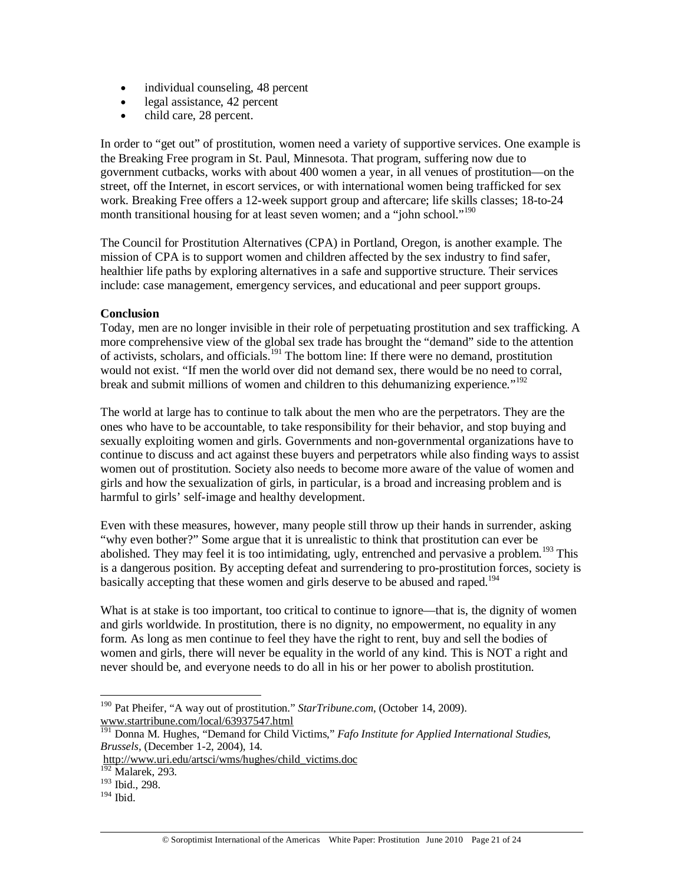- individual counseling, 48 percent
- legal assistance, 42 percent
- child care, 28 percent.

In order to "get out" of prostitution, women need a variety of supportive services. One example is the Breaking Free program in St. Paul, Minnesota. That program, suffering now due to government cutbacks, works with about 400 women a year, in all venues of prostitution—on the street, off the Internet, in escort services, or with international women being trafficked for sex work. Breaking Free offers a 12-week support group and aftercare; life skills classes; 18-to-24 month transitional housing for at least seven women; and a "john school."[190]

The Council for Prostitution Alternatives (CPA) in Portland, Oregon, is another example. The mission of CPA is to support women and children affected by the sex industry to find safer, healthier life paths by exploring alternatives in a safe and supportive structure. Their services include: case management, emergency services, and educational and peer support groups.

**Conclusion**

Today, men are no longer invisible in their role of perpetuating prostitution and sex trafficking. A more comprehensive view of the global sex trade has brought the "demand" side to the attention of activists, scholars, and officials.[191] The bottom line: If there were no demand, prostitution would not exist. "If men the world over did not demand sex, there would be no need to corral, break and submit millions of women and children to this dehumanizing experience."[192]

The world at large has to continue to talk about the men who are the perpetrators. They are the ones who have to be accountable, to take responsibility for their behavior, and stop buying and sexually exploiting women and girls. Governments and non-governmental organizations have to continue to discuss and act against these buyers and perpetrators while also finding ways to assist women out of prostitution. Society also needs to become more aware of the value of women and girls and how the sexualization of girls, in particular, is a broad and increasing problem and is harmful to girls' self-image and healthy development.

Even with these measures, however, many people still throw up their hands in surrender, asking "why even bother?" Some argue that it is unrealistic to think that prostitution can ever be abolished. They may feel it is too intimidating, ugly, entrenched and pervasive a problem.[193] This is a dangerous position. By accepting defeat and surrendering to pro-prostitution forces, society is basically accepting that these women and girls deserve to be abused and raped.[194]

What is at stake is too important, too critical to continue to ignore—that is, the dignity of women and girls worldwide. In prostitution, there is no dignity, no empowerment, no equality in any form. As long as men continue to feel they have the right to rent, buy and sell the bodies of women and girls, there will never be equality in the world of any kind. This is NOT a right and never should be, and everyone needs to do all in his or her power to abolish prostitution.

---

[190] Pat Pheifer, "A way out of prostitution." *StarTribune.com*, (October 14, 2009). www.startribune.com/local/63937547.html

[191] Donna M. Hughes, "Demand for Child Victims," *Fafo Institute for Applied International Studies, Brussels*, (December 1-2, 2004), 14. http://www.uri.edu/artsci/wms/hughes/child_victims.doc

[192] Malarek, 293.

[193] Ibid., 298.

[194] Ibid.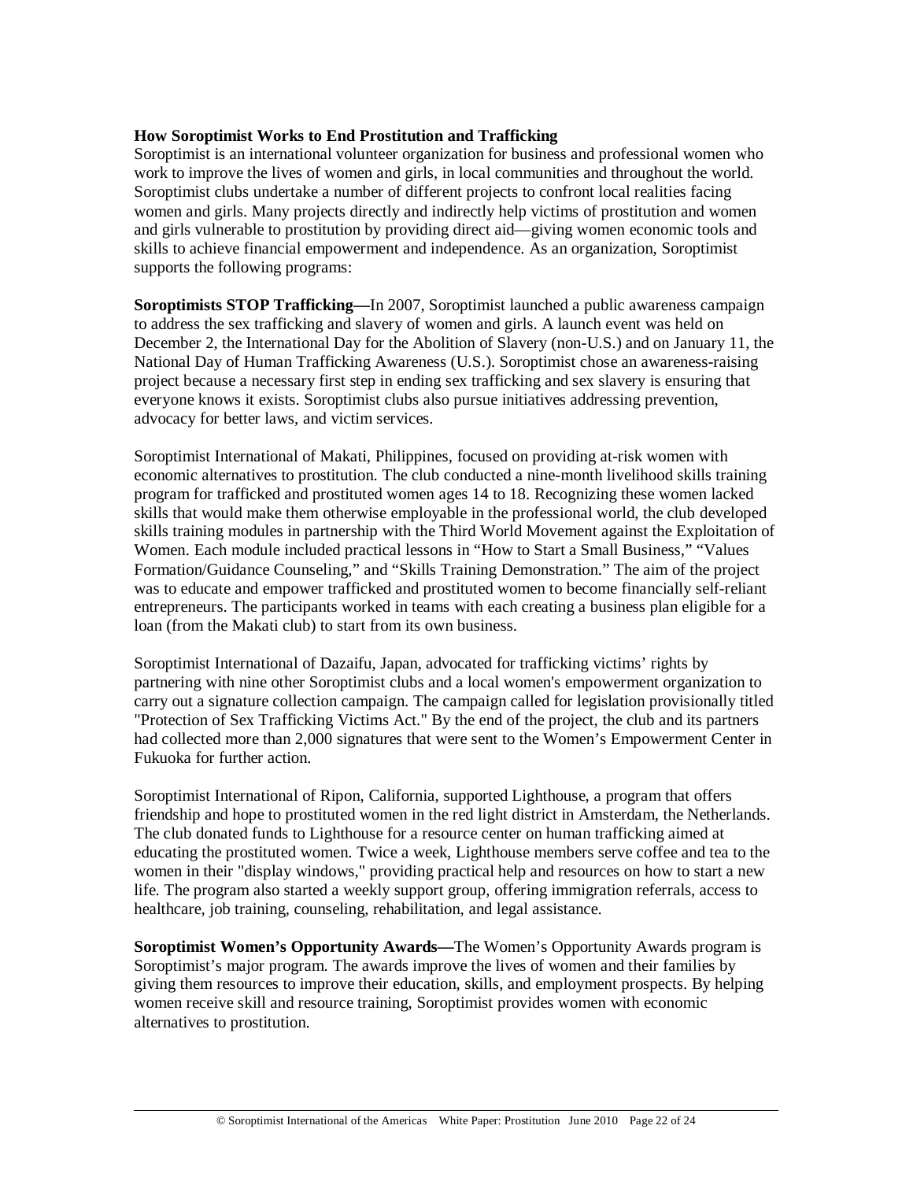## How Soroptimist Works to End Prostitution and Trafficking

Soroptimist is an international volunteer organization for business and professional women who work to improve the lives of women and girls, in local communities and throughout the world. Soroptimist clubs undertake a number of different projects to confront local realities facing women and girls. Many projects directly and indirectly help victims of prostitution and women and girls vulnerable to prostitution by providing direct aid—giving women economic tools and skills to achieve financial empowerment and independence. As an organization, Soroptimist supports the following programs:

**Soroptimists STOP Trafficking—**In 2007, Soroptimist launched a public awareness campaign to address the sex trafficking and slavery of women and girls. A launch event was held on December 2, the International Day for the Abolition of Slavery (non-U.S.) and on January 11, the National Day of Human Trafficking Awareness (U.S.). Soroptimist chose an awareness-raising project because a necessary first step in ending sex trafficking and sex slavery is ensuring that everyone knows it exists. Soroptimist clubs also pursue initiatives addressing prevention, advocacy for better laws, and victim services.

Soroptimist International of Makati, Philippines, focused on providing at-risk women with economic alternatives to prostitution. The club conducted a nine-month livelihood skills training program for trafficked and prostituted women ages 14 to 18. Recognizing these women lacked skills that would make them otherwise employable in the professional world, the club developed skills training modules in partnership with the Third World Movement against the Exploitation of Women. Each module included practical lessons in "How to Start a Small Business," "Values Formation/Guidance Counseling," and "Skills Training Demonstration." The aim of the project was to educate and empower trafficked and prostituted women to become financially self-reliant entrepreneurs. The participants worked in teams with each creating a business plan eligible for a loan (from the Makati club) to start from its own business.

Soroptimist International of Dazaifu, Japan, advocated for trafficking victims' rights by partnering with nine other Soroptimist clubs and a local women's empowerment organization to carry out a signature collection campaign. The campaign called for legislation provisionally titled "Protection of Sex Trafficking Victims Act." By the end of the project, the club and its partners had collected more than 2,000 signatures that were sent to the Women's Empowerment Center in Fukuoka for further action.

Soroptimist International of Ripon, California, supported Lighthouse, a program that offers friendship and hope to prostituted women in the red light district in Amsterdam, the Netherlands. The club donated funds to Lighthouse for a resource center on human trafficking aimed at educating the prostituted women. Twice a week, Lighthouse members serve coffee and tea to the women in their "display windows," providing practical help and resources on how to start a new life. The program also started a weekly support group, offering immigration referrals, access to healthcare, job training, counseling, rehabilitation, and legal assistance.

**Soroptimist Women's Opportunity Awards—**The Women's Opportunity Awards program is Soroptimist's major program. The awards improve the lives of women and their families by giving them resources to improve their education, skills, and employment prospects. By helping women receive skill and resource training, Soroptimist provides women with economic alternatives to prostitution.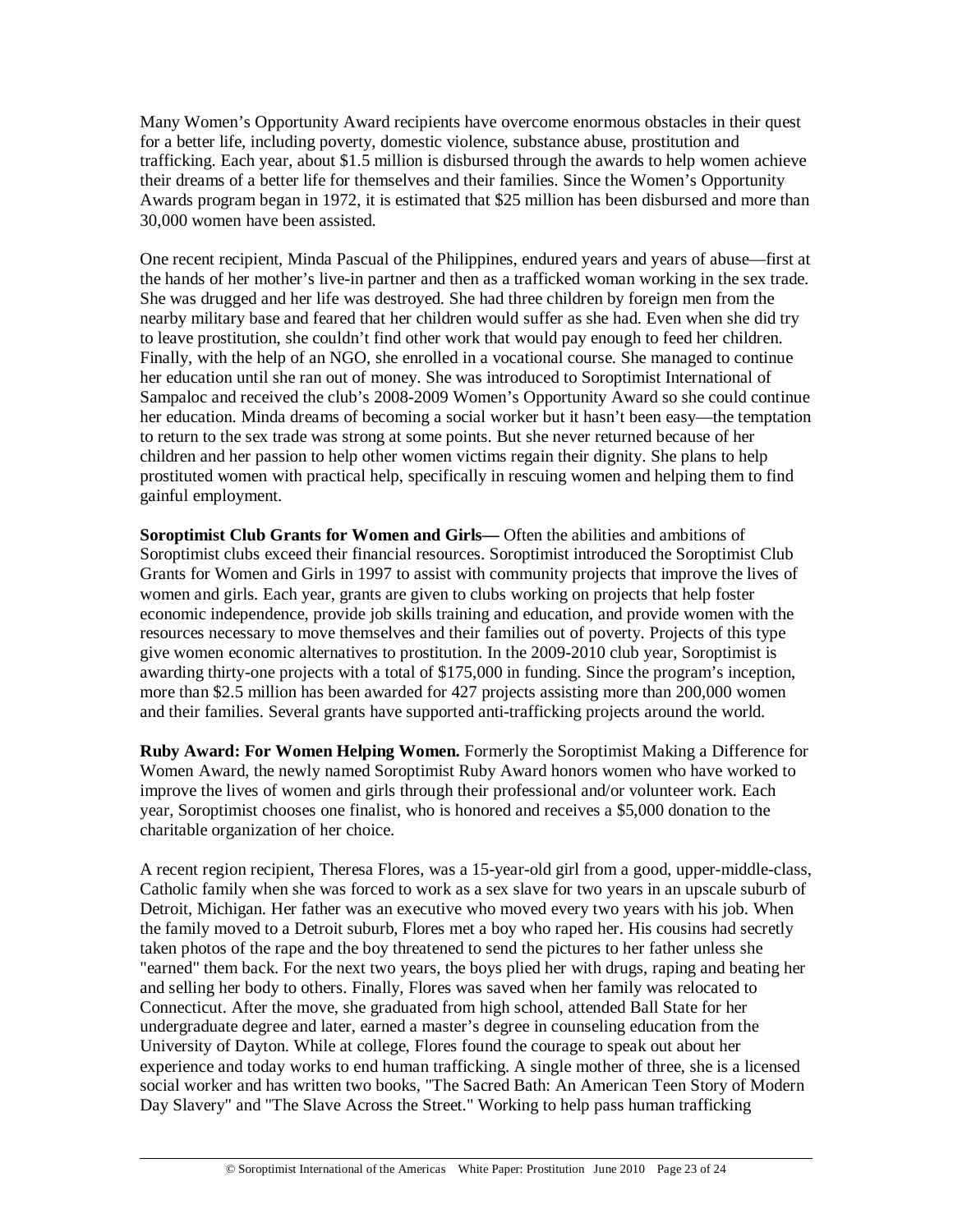Many Women's Opportunity Award recipients have overcome enormous obstacles in their quest for a better life, including poverty, domestic violence, substance abuse, prostitution and trafficking. Each year, about $1.5 million is disbursed through the awards to help women achieve their dreams of a better life for themselves and their families. Since the Women's Opportunity Awards program began in 1972, it is estimated that $25 million has been disbursed and more than 30,000 women have been assisted.

One recent recipient, Minda Pascual of the Philippines, endured years and years of abuse—first at the hands of her mother's live-in partner and then as a trafficked woman working in the sex trade. She was drugged and her life was destroyed. She had three children by foreign men from the nearby military base and feared that her children would suffer as she had. Even when she did try to leave prostitution, she couldn't find other work that would pay enough to feed her children. Finally, with the help of an NGO, she enrolled in a vocational course. She managed to continue her education until she ran out of money. She was introduced to Soroptimist International of Sampaloc and received the club's 2008-2009 Women's Opportunity Award so she could continue her education. Minda dreams of becoming a social worker but it hasn't been easy—the temptation to return to the sex trade was strong at some points. But she never returned because of her children and her passion to help other women victims regain their dignity. She plans to help prostituted women with practical help, specifically in rescuing women and helping them to find gainful employment.

**Soroptimist Club Grants for Women and Girls—** Often the abilities and ambitions of Soroptimist clubs exceed their financial resources. Soroptimist introduced the Soroptimist Club Grants for Women and Girls in 1997 to assist with community projects that improve the lives of women and girls. Each year, grants are given to clubs working on projects that help foster economic independence, provide job skills training and education, and provide women with the resources necessary to move themselves and their families out of poverty. Projects of this type give women economic alternatives to prostitution. In the 2009-2010 club year, Soroptimist is awarding thirty-one projects with a total of $175,000 in funding. Since the program's inception, more than $2.5 million has been awarded for 427 projects assisting more than 200,000 women and their families. Several grants have supported anti-trafficking projects around the world.

**Ruby Award: For Women Helping Women.** Formerly the Soroptimist Making a Difference for Women Award, the newly named Soroptimist Ruby Award honors women who have worked to improve the lives of women and girls through their professional and/or volunteer work. Each year, Soroptimist chooses one finalist, who is honored and receives a $5,000 donation to the charitable organization of her choice.

A recent region recipient, Theresa Flores, was a 15-year-old girl from a good, upper-middle-class, Catholic family when she was forced to work as a sex slave for two years in an upscale suburb of Detroit, Michigan. Her father was an executive who moved every two years with his job. When the family moved to a Detroit suburb, Flores met a boy who raped her. His cousins had secretly taken photos of the rape and the boy threatened to send the pictures to her father unless she "earned" them back. For the next two years, the boys plied her with drugs, raping and beating her and selling her body to others. Finally, Flores was saved when her family was relocated to Connecticut. After the move, she graduated from high school, attended Ball State for her undergraduate degree and later, earned a master's degree in counseling education from the University of Dayton. While at college, Flores found the courage to speak out about her experience and today works to end human trafficking. A single mother of three, she is a licensed social worker and has written two books, "The Sacred Bath: An American Teen Story of Modern Day Slavery" and "The Slave Across the Street." Working to help pass human trafficking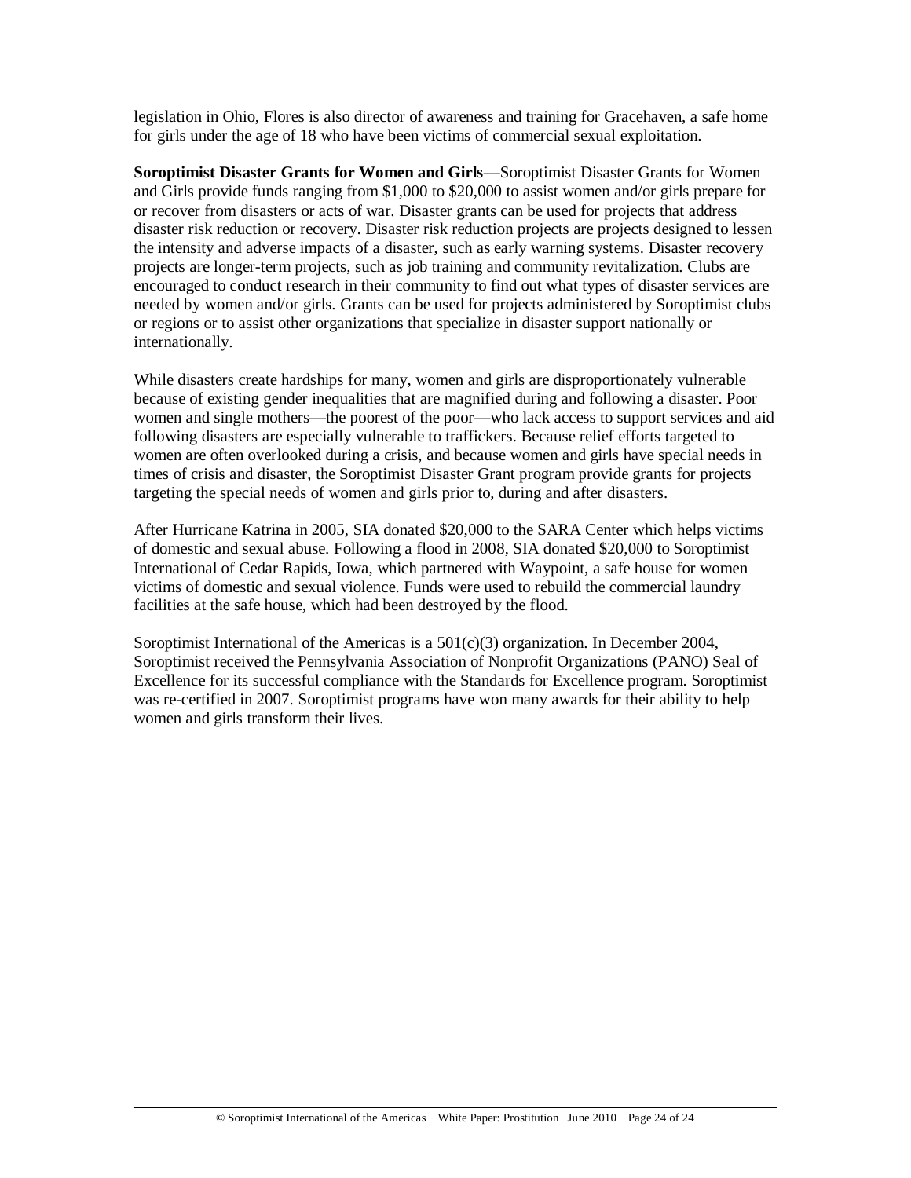legislation in Ohio, Flores is also director of awareness and training for Gracehaven, a safe home for girls under the age of 18 who have been victims of commercial sexual exploitation.

**Soroptimist Disaster Grants for Women and Girls**—Soroptimist Disaster Grants for Women and Girls provide funds ranging from $1,000 to $20,000 to assist women and/or girls prepare for or recover from disasters or acts of war. Disaster grants can be used for projects that address disaster risk reduction or recovery. Disaster risk reduction projects are projects designed to lessen the intensity and adverse impacts of a disaster, such as early warning systems. Disaster recovery projects are longer-term projects, such as job training and community revitalization. Clubs are encouraged to conduct research in their community to find out what types of disaster services are needed by women and/or girls. Grants can be used for projects administered by Soroptimist clubs or regions or to assist other organizations that specialize in disaster support nationally or internationally.

While disasters create hardships for many, women and girls are disproportionately vulnerable because of existing gender inequalities that are magnified during and following a disaster. Poor women and single mothers—the poorest of the poor—who lack access to support services and aid following disasters are especially vulnerable to traffickers. Because relief efforts targeted to women are often overlooked during a crisis, and because women and girls have special needs in times of crisis and disaster, the Soroptimist Disaster Grant program provide grants for projects targeting the special needs of women and girls prior to, during and after disasters.

After Hurricane Katrina in 2005, SIA donated $20,000 to the SARA Center which helps victims of domestic and sexual abuse. Following a flood in 2008, SIA donated $20,000 to Soroptimist International of Cedar Rapids, Iowa, which partnered with Waypoint, a safe house for women victims of domestic and sexual violence. Funds were used to rebuild the commercial laundry facilities at the safe house, which had been destroyed by the flood.

Soroptimist International of the Americas is a 501(c)(3) organization. In December 2004, Soroptimist received the Pennsylvania Association of Nonprofit Organizations (PANO) Seal of Excellence for its successful compliance with the Standards for Excellence program. Soroptimist was re-certified in 2007. Soroptimist programs have won many awards for their ability to help women and girls transform their lives.